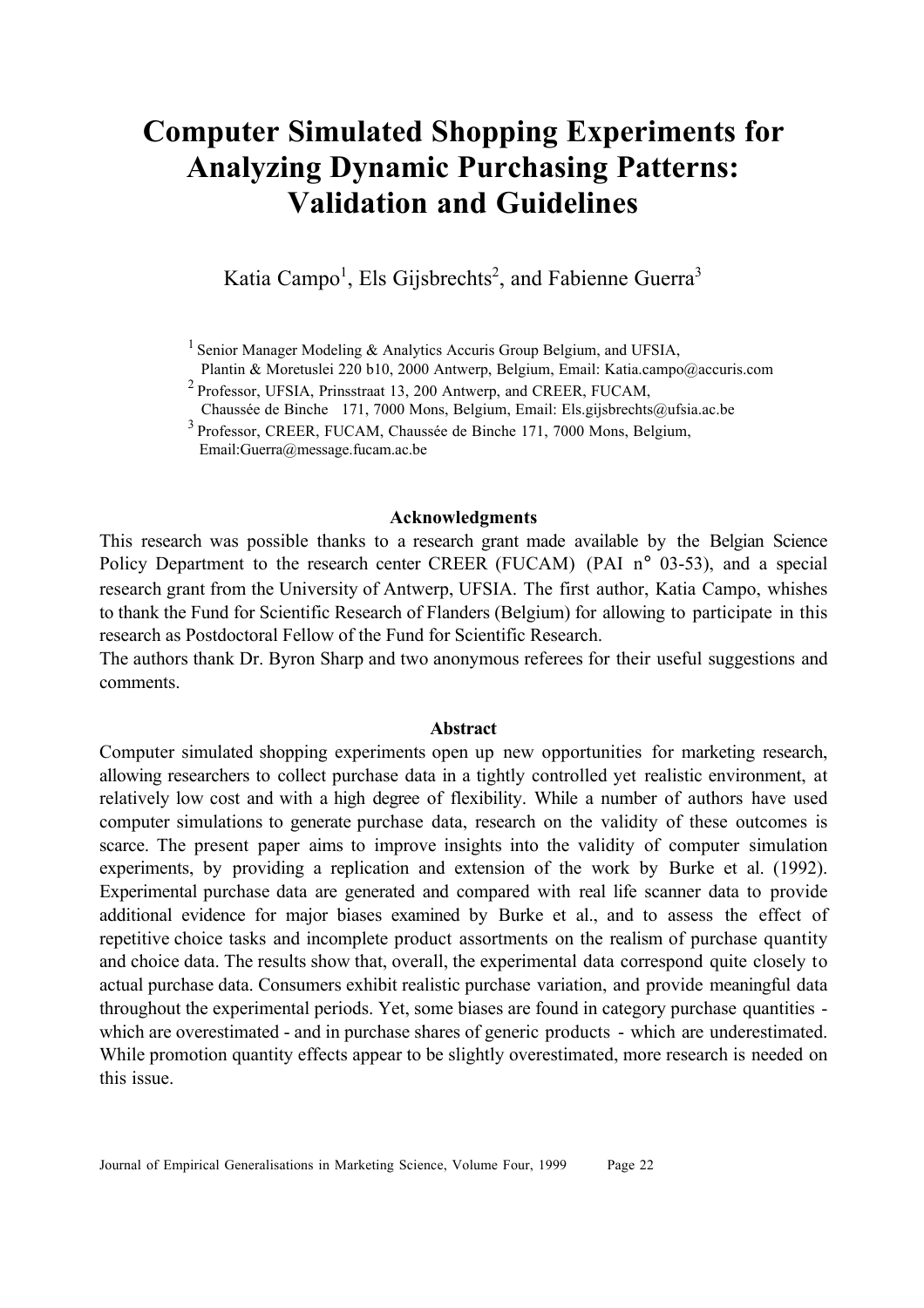# Computer Simulated Shopping Experiments for Analyzing Dynamic Purchasing Patterns: Validation and Guidelines

Katia Campo[1], Els Gijsbrechts[2], and Fabienne Guerra[3]

[1] Senior Manager Modeling & Analytics Accuris Group Belgium, and UFSIA, Plantin & Moretuslei 220 b10, 2000 Antwerp, Belgium, Email: Katia.campo@accuris.com

[2] Professor, UFSIA, Prinsstraat 13, 200 Antwerp, and CREER, FUCAM, Chaussée de Binche 171, 7000 Mons, Belgium, Email: Els.gijsbrechts@ufsia.ac.be

[3] Professor, CREER, FUCAM, Chaussée de Binche 171, 7000 Mons, Belgium, Email:Guerra@message.fucam.ac.be

## Acknowledgments

This research was possible thanks to a research grant made available by the Belgian Science Policy Department to the research center CREER (FUCAM) (PAI n° 03-53), and a special research grant from the University of Antwerp, UFSIA. The first author, Katia Campo, whishes to thank the Fund for Scientific Research of Flanders (Belgium) for allowing to participate in this research as Postdoctoral Fellow of the Fund for Scientific Research.

The authors thank Dr. Byron Sharp and two anonymous referees for their useful suggestions and comments.

## Abstract

Computer simulated shopping experiments open up new opportunities for marketing research, allowing researchers to collect purchase data in a tightly controlled yet realistic environment, at relatively low cost and with a high degree of flexibility. While a number of authors have used computer simulations to generate purchase data, research on the validity of these outcomes is scarce. The present paper aims to improve insights into the validity of computer simulation experiments, by providing a replication and extension of the work by Burke et al. (1992). Experimental purchase data are generated and compared with real life scanner data to provide additional evidence for major biases examined by Burke et al., and to assess the effect of repetitive choice tasks and incomplete product assortments on the realism of purchase quantity and choice data. The results show that, overall, the experimental data correspond quite closely to actual purchase data. Consumers exhibit realistic purchase variation, and provide meaningful data throughout the experimental periods. Yet, some biases are found in category purchase quantities - which are overestimated - and in purchase shares of generic products - which are underestimated. While promotion quantity effects appear to be slightly overestimated, more research is needed on this issue.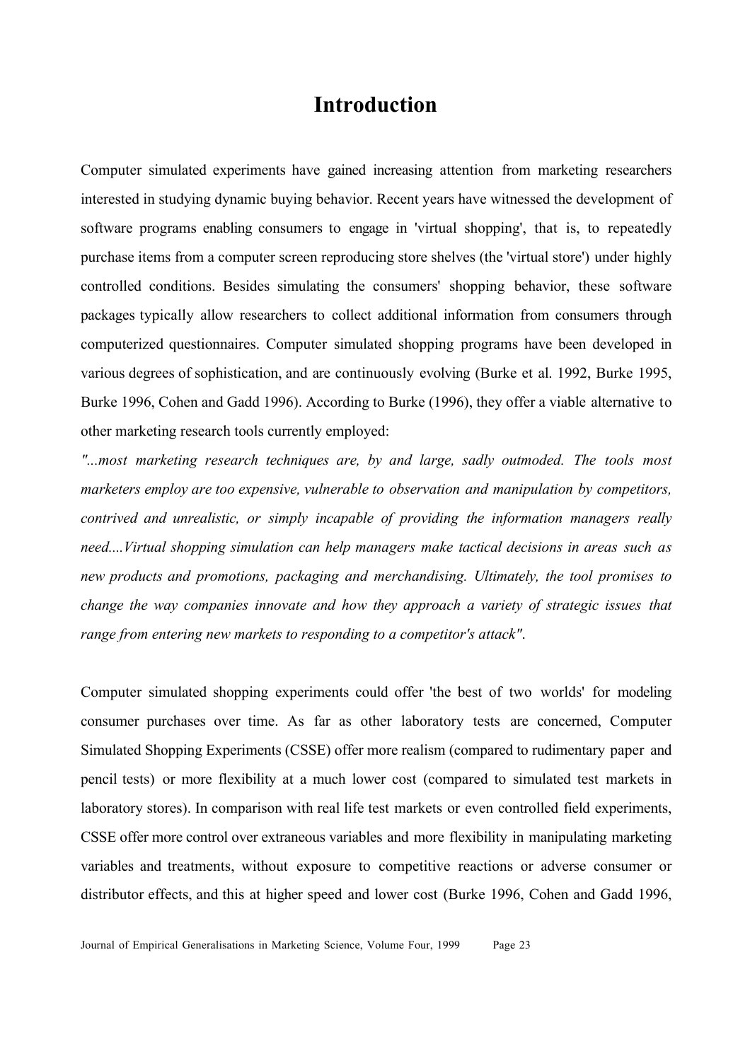# Introduction

Computer simulated experiments have gained increasing attention from marketing researchers interested in studying dynamic buying behavior. Recent years have witnessed the development of software programs enabling consumers to engage in 'virtual shopping', that is, to repeatedly purchase items from a computer screen reproducing store shelves (the 'virtual store') under highly controlled conditions. Besides simulating the consumers' shopping behavior, these software packages typically allow researchers to collect additional information from consumers through computerized questionnaires. Computer simulated shopping programs have been developed in various degrees of sophistication, and are continuously evolving (Burke et al. 1992, Burke 1995, Burke 1996, Cohen and Gadd 1996). According to Burke (1996), they offer a viable alternative to other marketing research tools currently employed:

*"...most marketing research techniques are, by and large, sadly outmoded. The tools most marketers employ are too expensive, vulnerable to observation and manipulation by competitors, contrived and unrealistic, or simply incapable of providing the information managers really need....Virtual shopping simulation can help managers make tactical decisions in areas such as new products and promotions, packaging and merchandising. Ultimately, the tool promises to change the way companies innovate and how they approach a variety of strategic issues that range from entering new markets to responding to a competitor's attack"*.

Computer simulated shopping experiments could offer 'the best of two worlds' for modeling consumer purchases over time. As far as other laboratory tests are concerned, Computer Simulated Shopping Experiments (CSSE) offer more realism (compared to rudimentary paper and pencil tests) or more flexibility at a much lower cost (compared to simulated test markets in laboratory stores). In comparison with real life test markets or even controlled field experiments, CSSE offer more control over extraneous variables and more flexibility in manipulating marketing variables and treatments, without exposure to competitive reactions or adverse consumer or distributor effects, and this at higher speed and lower cost (Burke 1996, Cohen and Gadd 1996,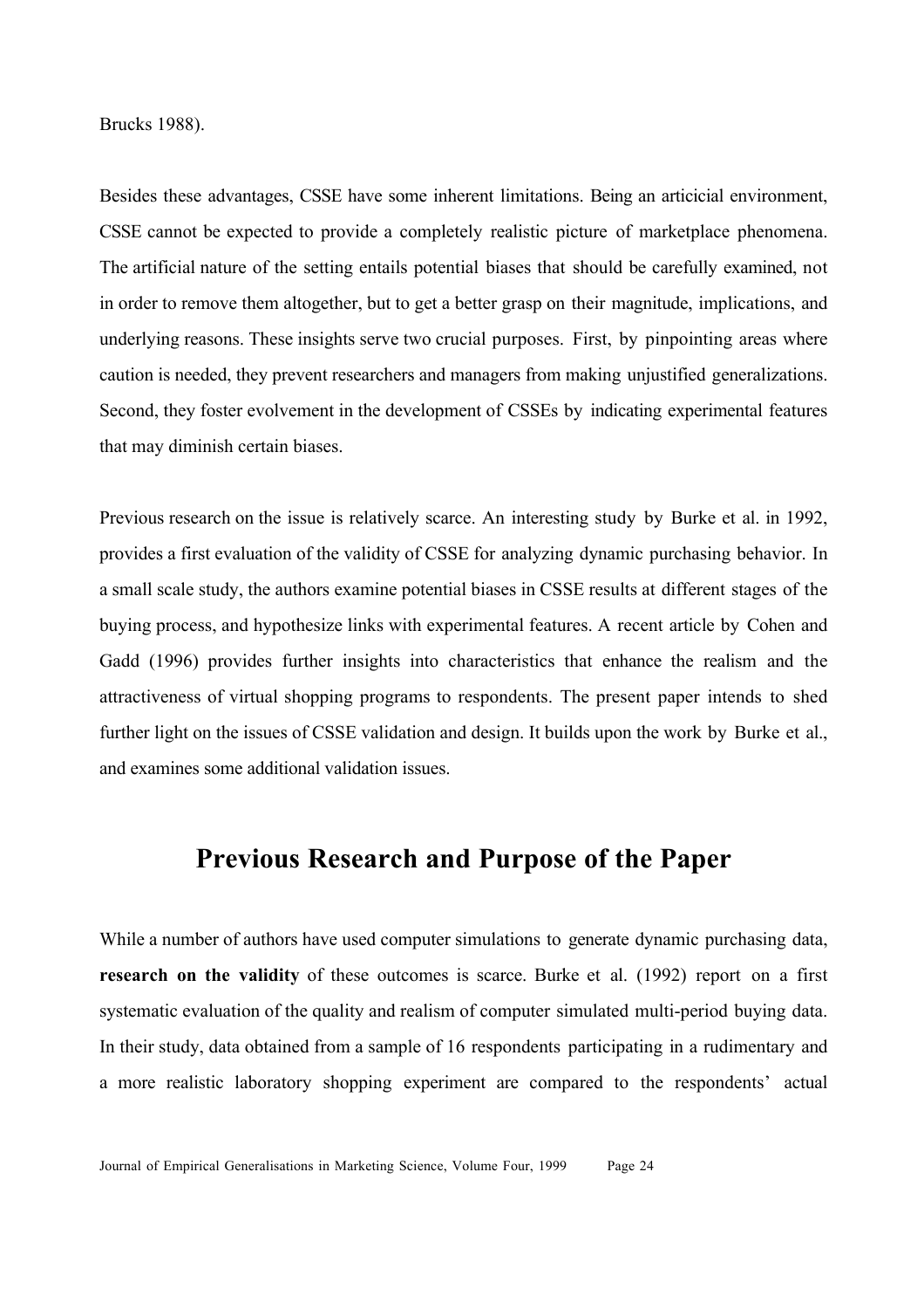Brucks 1988).

Besides these advantages, CSSE have some inherent limitations. Being an articicial environment, CSSE cannot be expected to provide a completely realistic picture of marketplace phenomena. The artificial nature of the setting entails potential biases that should be carefully examined, not in order to remove them altogether, but to get a better grasp on their magnitude, implications, and underlying reasons. These insights serve two crucial purposes. First, by pinpointing areas where caution is needed, they prevent researchers and managers from making unjustified generalizations. Second, they foster evolvement in the development of CSSEs by indicating experimental features that may diminish certain biases.

Previous research on the issue is relatively scarce. An interesting study by Burke et al. in 1992, provides a first evaluation of the validity of CSSE for analyzing dynamic purchasing behavior. In a small scale study, the authors examine potential biases in CSSE results at different stages of the buying process, and hypothesize links with experimental features. A recent article by Cohen and Gadd (1996) provides further insights into characteristics that enhance the realism and the attractiveness of virtual shopping programs to respondents. The present paper intends to shed further light on the issues of CSSE validation and design. It builds upon the work by Burke et al., and examines some additional validation issues.

## Previous Research and Purpose of the Paper

While a number of authors have used computer simulations to generate dynamic purchasing data, **research on the validity** of these outcomes is scarce. Burke et al. (1992) report on a first systematic evaluation of the quality and realism of computer simulated multi-period buying data. In their study, data obtained from a sample of 16 respondents participating in a rudimentary and a more realistic laboratory shopping experiment are compared to the respondents' actual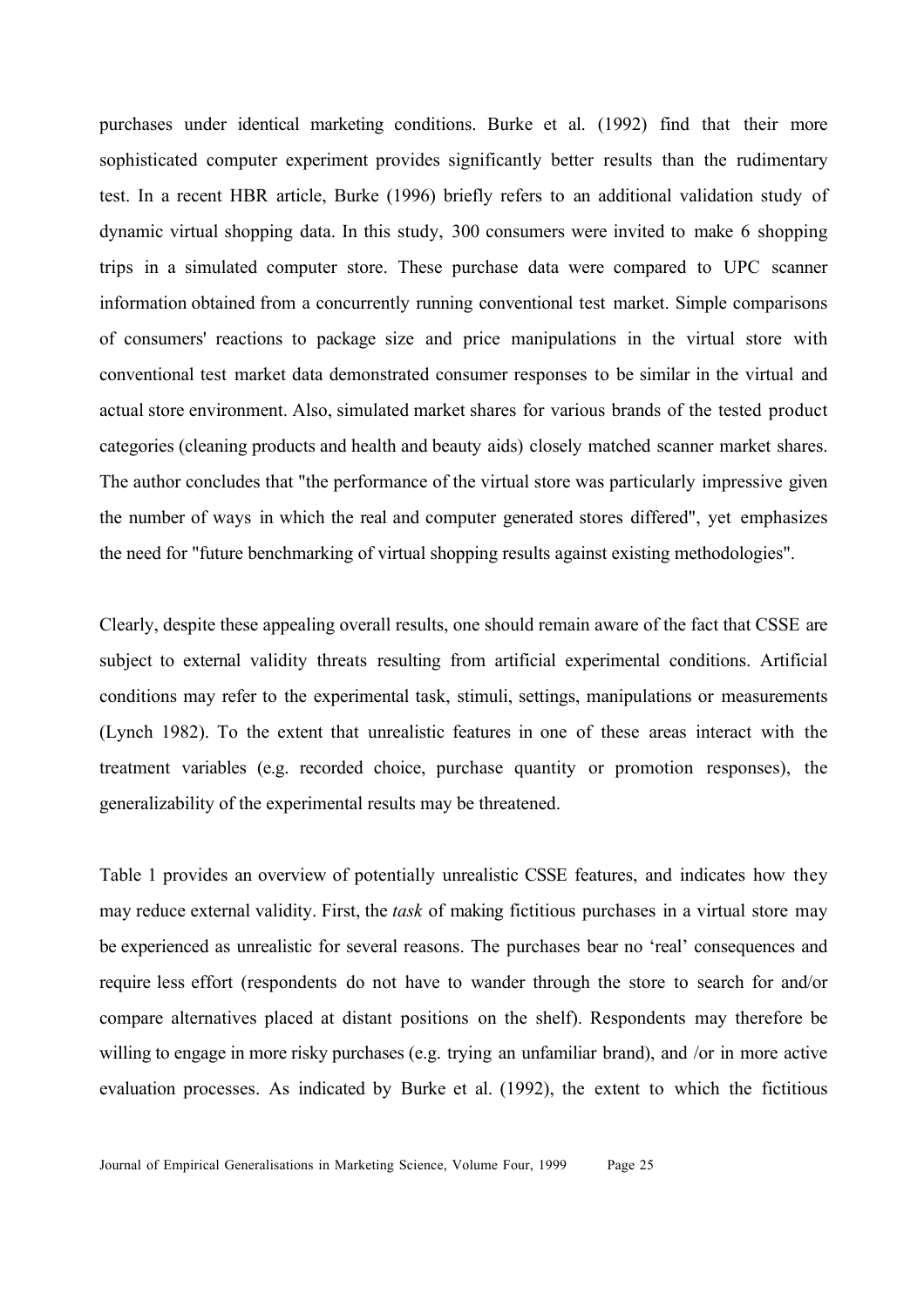purchases under identical marketing conditions. Burke et al. (1992) find that their more sophisticated computer experiment provides significantly better results than the rudimentary test. In a recent HBR article, Burke (1996) briefly refers to an additional validation study of dynamic virtual shopping data. In this study, 300 consumers were invited to make 6 shopping trips in a simulated computer store. These purchase data were compared to UPC scanner information obtained from a concurrently running conventional test market. Simple comparisons of consumers' reactions to package size and price manipulations in the virtual store with conventional test market data demonstrated consumer responses to be similar in the virtual and actual store environment. Also, simulated market shares for various brands of the tested product categories (cleaning products and health and beauty aids) closely matched scanner market shares. The author concludes that "the performance of the virtual store was particularly impressive given the number of ways in which the real and computer generated stores differed", yet emphasizes the need for "future benchmarking of virtual shopping results against existing methodologies".

Clearly, despite these appealing overall results, one should remain aware of the fact that CSSE are subject to external validity threats resulting from artificial experimental conditions. Artificial conditions may refer to the experimental task, stimuli, settings, manipulations or measurements (Lynch 1982). To the extent that unrealistic features in one of these areas interact with the treatment variables (e.g. recorded choice, purchase quantity or promotion responses), the generalizability of the experimental results may be threatened.

Table 1 provides an overview of potentially unrealistic CSSE features, and indicates how they may reduce external validity. First, the *task* of making fictitious purchases in a virtual store may be experienced as unrealistic for several reasons. The purchases bear no 'real' consequences and require less effort (respondents do not have to wander through the store to search for and/or compare alternatives placed at distant positions on the shelf). Respondents may therefore be willing to engage in more risky purchases (e.g. trying an unfamiliar brand), and /or in more active evaluation processes. As indicated by Burke et al. (1992), the extent to which the fictitious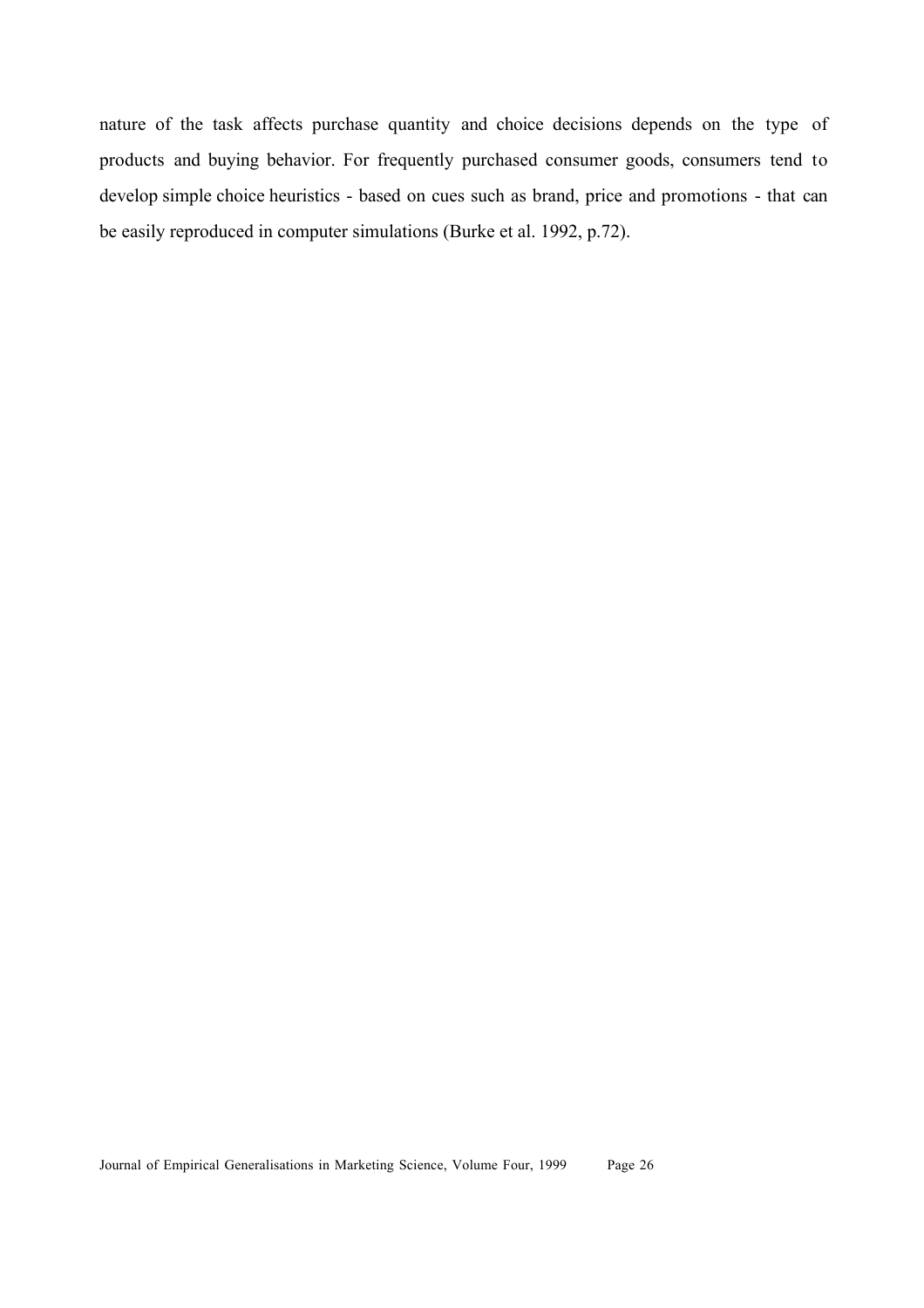nature of the task affects purchase quantity and choice decisions depends on the type of products and buying behavior. For frequently purchased consumer goods, consumers tend to develop simple choice heuristics - based on cues such as brand, price and promotions - that can be easily reproduced in computer simulations (Burke et al. 1992, p.72).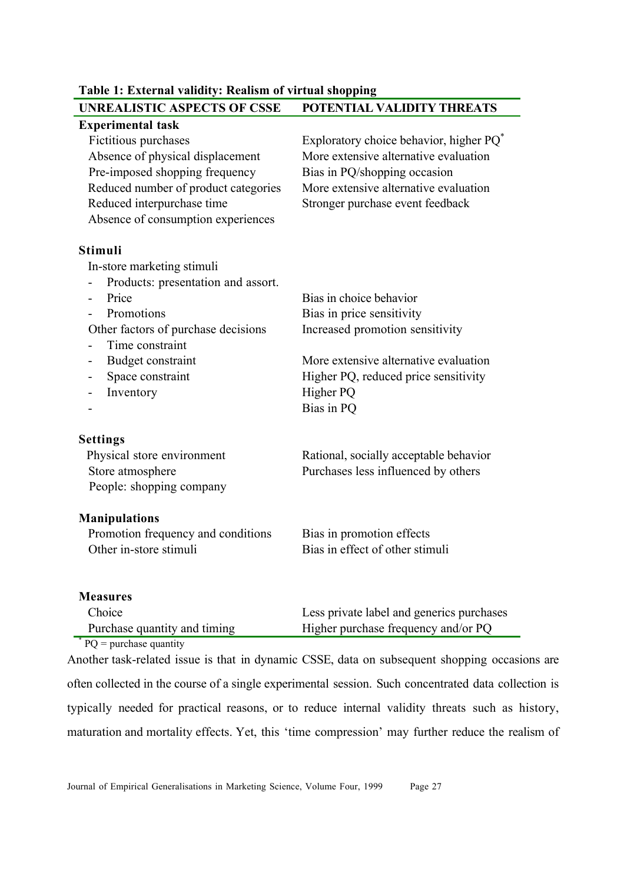**Table 1: External validity: Realism of virtual shopping**

| UNREALISTIC ASPECTS OF CSSE | POTENTIAL VALIDITY THREATS |
|---|---|
| **Experimental task** | |
| Fictitious purchases | Exploratory choice behavior, higher PQ* |
| Absence of physical displacement | More extensive alternative evaluation |
| Pre-imposed shopping frequency | Bias in PQ/shopping occasion |
| Reduced number of product categories | More extensive alternative evaluation |
| Reduced interpurchase time | Stronger purchase event feedback |
| Absence of consumption experiences | |
| **Stimuli** | |
| In-store marketing stimuli | |
| - Products: presentation and assort. | |
| - Price | Bias in choice behavior |
| - Promotions | Bias in price sensitivity |
| Other factors of purchase decisions | Increased promotion sensitivity |
| - Time constraint | |
| - Budget constraint | More extensive alternative evaluation |
| - Space constraint | Higher PQ, reduced price sensitivity |
| - Inventory | Higher PQ |
| - | Bias in PQ |
| **Settings** | |
| Physical store environment | Rational, socially acceptable behavior |
| Store atmosphere | Purchases less influenced by others |
| People: shopping company | |
| **Manipulations** | |
| Promotion frequency and conditions | Bias in promotion effects |
| Other in-store stimuli | Bias in effect of other stimuli |
| **Measures** | |
| Choice | Less private label and generics purchases |
| Purchase quantity and timing | Higher purchase frequency and/or PQ |

\* PQ = purchase quantity

Another task-related issue is that in dynamic CSSE, data on subsequent shopping occasions are often collected in the course of a single experimental session. Such concentrated data collection is typically needed for practical reasons, or to reduce internal validity threats such as history, maturation and mortality effects. Yet, this 'time compression' may further reduce the realism of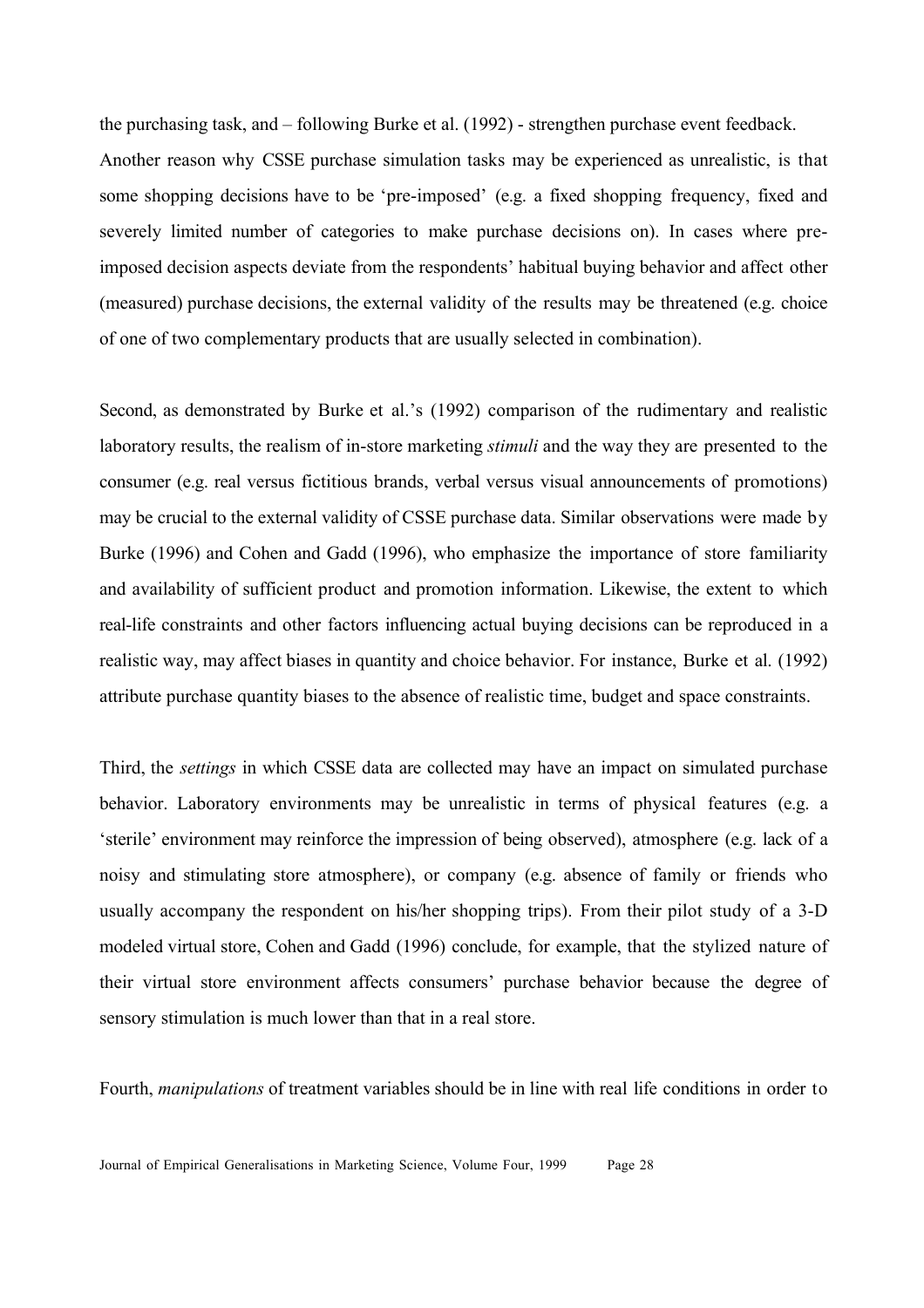the purchasing task, and – following Burke et al. (1992) - strengthen purchase event feedback. Another reason why CSSE purchase simulation tasks may be experienced as unrealistic, is that some shopping decisions have to be 'pre-imposed' (e.g. a fixed shopping frequency, fixed and severely limited number of categories to make purchase decisions on). In cases where pre-imposed decision aspects deviate from the respondents' habitual buying behavior and affect other (measured) purchase decisions, the external validity of the results may be threatened (e.g. choice of one of two complementary products that are usually selected in combination).

Second, as demonstrated by Burke et al.'s (1992) comparison of the rudimentary and realistic laboratory results, the realism of in-store marketing *stimuli* and the way they are presented to the consumer (e.g. real versus fictitious brands, verbal versus visual announcements of promotions) may be crucial to the external validity of CSSE purchase data. Similar observations were made by Burke (1996) and Cohen and Gadd (1996), who emphasize the importance of store familiarity and availability of sufficient product and promotion information. Likewise, the extent to which real-life constraints and other factors influencing actual buying decisions can be reproduced in a realistic way, may affect biases in quantity and choice behavior. For instance, Burke et al. (1992) attribute purchase quantity biases to the absence of realistic time, budget and space constraints.

Third, the *settings* in which CSSE data are collected may have an impact on simulated purchase behavior. Laboratory environments may be unrealistic in terms of physical features (e.g. a 'sterile' environment may reinforce the impression of being observed), atmosphere (e.g. lack of a noisy and stimulating store atmosphere), or company (e.g. absence of family or friends who usually accompany the respondent on his/her shopping trips). From their pilot study of a 3-D modeled virtual store, Cohen and Gadd (1996) conclude, for example, that the stylized nature of their virtual store environment affects consumers' purchase behavior because the degree of sensory stimulation is much lower than that in a real store.

Fourth, *manipulations* of treatment variables should be in line with real life conditions in order to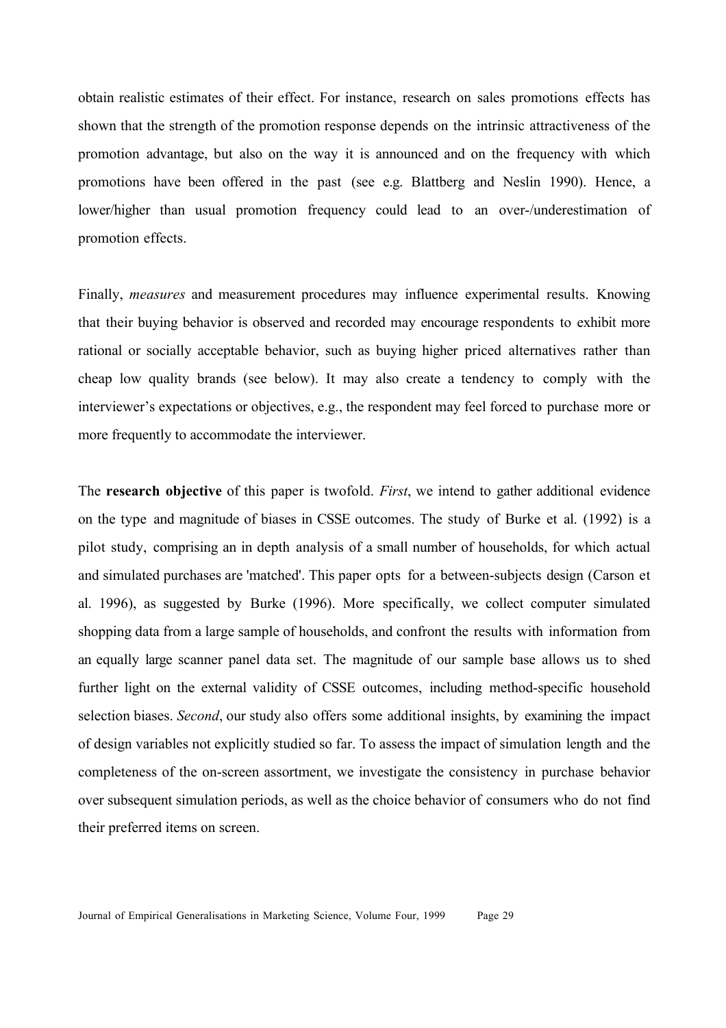obtain realistic estimates of their effect. For instance, research on sales promotions effects has shown that the strength of the promotion response depends on the intrinsic attractiveness of the promotion advantage, but also on the way it is announced and on the frequency with which promotions have been offered in the past (see e.g. Blattberg and Neslin 1990). Hence, a lower/higher than usual promotion frequency could lead to an over-/underestimation of promotion effects.

Finally, *measures* and measurement procedures may influence experimental results. Knowing that their buying behavior is observed and recorded may encourage respondents to exhibit more rational or socially acceptable behavior, such as buying higher priced alternatives rather than cheap low quality brands (see below). It may also create a tendency to comply with the interviewer's expectations or objectives, e.g., the respondent may feel forced to purchase more or more frequently to accommodate the interviewer.

The **research objective** of this paper is twofold. *First*, we intend to gather additional evidence on the type and magnitude of biases in CSSE outcomes. The study of Burke et al. (1992) is a pilot study, comprising an in depth analysis of a small number of households, for which actual and simulated purchases are 'matched'. This paper opts for a between-subjects design (Carson et al. 1996), as suggested by Burke (1996). More specifically, we collect computer simulated shopping data from a large sample of households, and confront the results with information from an equally large scanner panel data set. The magnitude of our sample base allows us to shed further light on the external validity of CSSE outcomes, including method-specific household selection biases. *Second*, our study also offers some additional insights, by examining the impact of design variables not explicitly studied so far. To assess the impact of simulation length and the completeness of the on-screen assortment, we investigate the consistency in purchase behavior over subsequent simulation periods, as well as the choice behavior of consumers who do not find their preferred items on screen.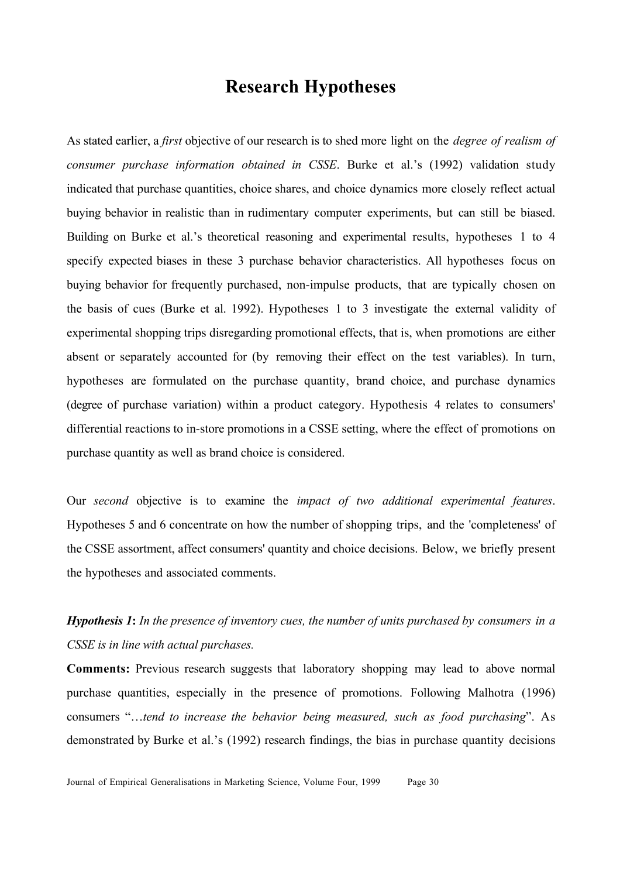# Research Hypotheses

As stated earlier, a *first* objective of our research is to shed more light on the *degree of realism of consumer purchase information obtained in CSSE*. Burke et al.'s (1992) validation study indicated that purchase quantities, choice shares, and choice dynamics more closely reflect actual buying behavior in realistic than in rudimentary computer experiments, but can still be biased. Building on Burke et al.'s theoretical reasoning and experimental results, hypotheses 1 to 4 specify expected biases in these 3 purchase behavior characteristics. All hypotheses focus on buying behavior for frequently purchased, non-impulse products, that are typically chosen on the basis of cues (Burke et al. 1992). Hypotheses 1 to 3 investigate the external validity of experimental shopping trips disregarding promotional effects, that is, when promotions are either absent or separately accounted for (by removing their effect on the test variables). In turn, hypotheses are formulated on the purchase quantity, brand choice, and purchase dynamics (degree of purchase variation) within a product category. Hypothesis 4 relates to consumers' differential reactions to in-store promotions in a CSSE setting, where the effect of promotions on purchase quantity as well as brand choice is considered.

Our *second* objective is to examine the *impact of two additional experimental features*. Hypotheses 5 and 6 concentrate on how the number of shopping trips, and the 'completeness' of the CSSE assortment, affect consumers' quantity and choice decisions. Below, we briefly present the hypotheses and associated comments.

***Hypothesis 1*****:** *In the presence of inventory cues, the number of units purchased by consumers in a CSSE is in line with actual purchases.*

**Comments:** Previous research suggests that laboratory shopping may lead to above normal purchase quantities, especially in the presence of promotions. Following Malhotra (1996) consumers "…*tend to increase the behavior being measured, such as food purchasing*". As demonstrated by Burke et al.'s (1992) research findings, the bias in purchase quantity decisions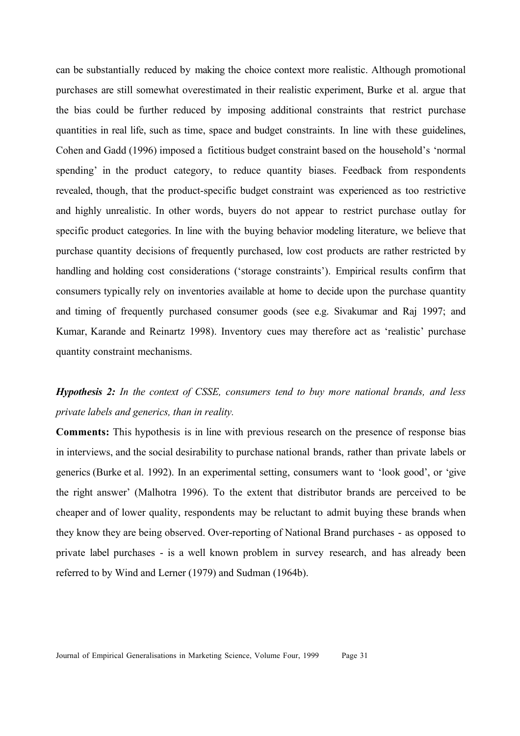can be substantially reduced by making the choice context more realistic. Although promotional purchases are still somewhat overestimated in their realistic experiment, Burke et al. argue that the bias could be further reduced by imposing additional constraints that restrict purchase quantities in real life, such as time, space and budget constraints. In line with these guidelines, Cohen and Gadd (1996) imposed a fictitious budget constraint based on the household's 'normal spending' in the product category, to reduce quantity biases. Feedback from respondents revealed, though, that the product-specific budget constraint was experienced as too restrictive and highly unrealistic. In other words, buyers do not appear to restrict purchase outlay for specific product categories. In line with the buying behavior modeling literature, we believe that purchase quantity decisions of frequently purchased, low cost products are rather restricted by handling and holding cost considerations ('storage constraints'). Empirical results confirm that consumers typically rely on inventories available at home to decide upon the purchase quantity and timing of frequently purchased consumer goods (see e.g. Sivakumar and Raj 1997; and Kumar, Karande and Reinartz 1998). Inventory cues may therefore act as 'realistic' purchase quantity constraint mechanisms.

***Hypothesis 2:*** *In the context of CSSE, consumers tend to buy more national brands, and less private labels and generics, than in reality.*

**Comments:** This hypothesis is in line with previous research on the presence of response bias in interviews, and the social desirability to purchase national brands, rather than private labels or generics (Burke et al. 1992). In an experimental setting, consumers want to 'look good', or 'give the right answer' (Malhotra 1996). To the extent that distributor brands are perceived to be cheaper and of lower quality, respondents may be reluctant to admit buying these brands when they know they are being observed. Over-reporting of National Brand purchases - as opposed to private label purchases - is a well known problem in survey research, and has already been referred to by Wind and Lerner (1979) and Sudman (1964b).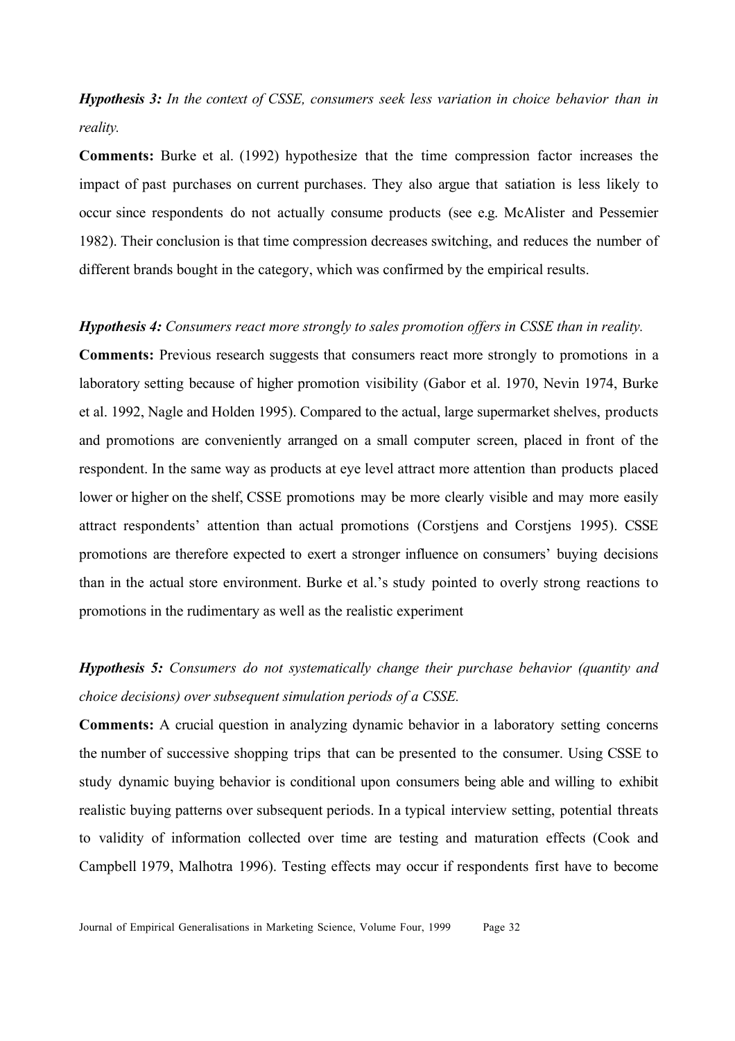***Hypothesis 3:*** *In the context of CSSE, consumers seek less variation in choice behavior than in reality.*

**Comments:** Burke et al. (1992) hypothesize that the time compression factor increases the impact of past purchases on current purchases. They also argue that satiation is less likely to occur since respondents do not actually consume products (see e.g. McAlister and Pessemier 1982). Their conclusion is that time compression decreases switching, and reduces the number of different brands bought in the category, which was confirmed by the empirical results.

***Hypothesis 4:*** *Consumers react more strongly to sales promotion offers in CSSE than in reality.*

**Comments:** Previous research suggests that consumers react more strongly to promotions in a laboratory setting because of higher promotion visibility (Gabor et al. 1970, Nevin 1974, Burke et al. 1992, Nagle and Holden 1995). Compared to the actual, large supermarket shelves, products and promotions are conveniently arranged on a small computer screen, placed in front of the respondent. In the same way as products at eye level attract more attention than products placed lower or higher on the shelf, CSSE promotions may be more clearly visible and may more easily attract respondents' attention than actual promotions (Corstjens and Corstjens 1995). CSSE promotions are therefore expected to exert a stronger influence on consumers' buying decisions than in the actual store environment. Burke et al.'s study pointed to overly strong reactions to promotions in the rudimentary as well as the realistic experiment

***Hypothesis 5:*** *Consumers do not systematically change their purchase behavior (quantity and choice decisions) over subsequent simulation periods of a CSSE.*

**Comments:** A crucial question in analyzing dynamic behavior in a laboratory setting concerns the number of successive shopping trips that can be presented to the consumer. Using CSSE to study dynamic buying behavior is conditional upon consumers being able and willing to exhibit realistic buying patterns over subsequent periods. In a typical interview setting, potential threats to validity of information collected over time are testing and maturation effects (Cook and Campbell 1979, Malhotra 1996). Testing effects may occur if respondents first have to become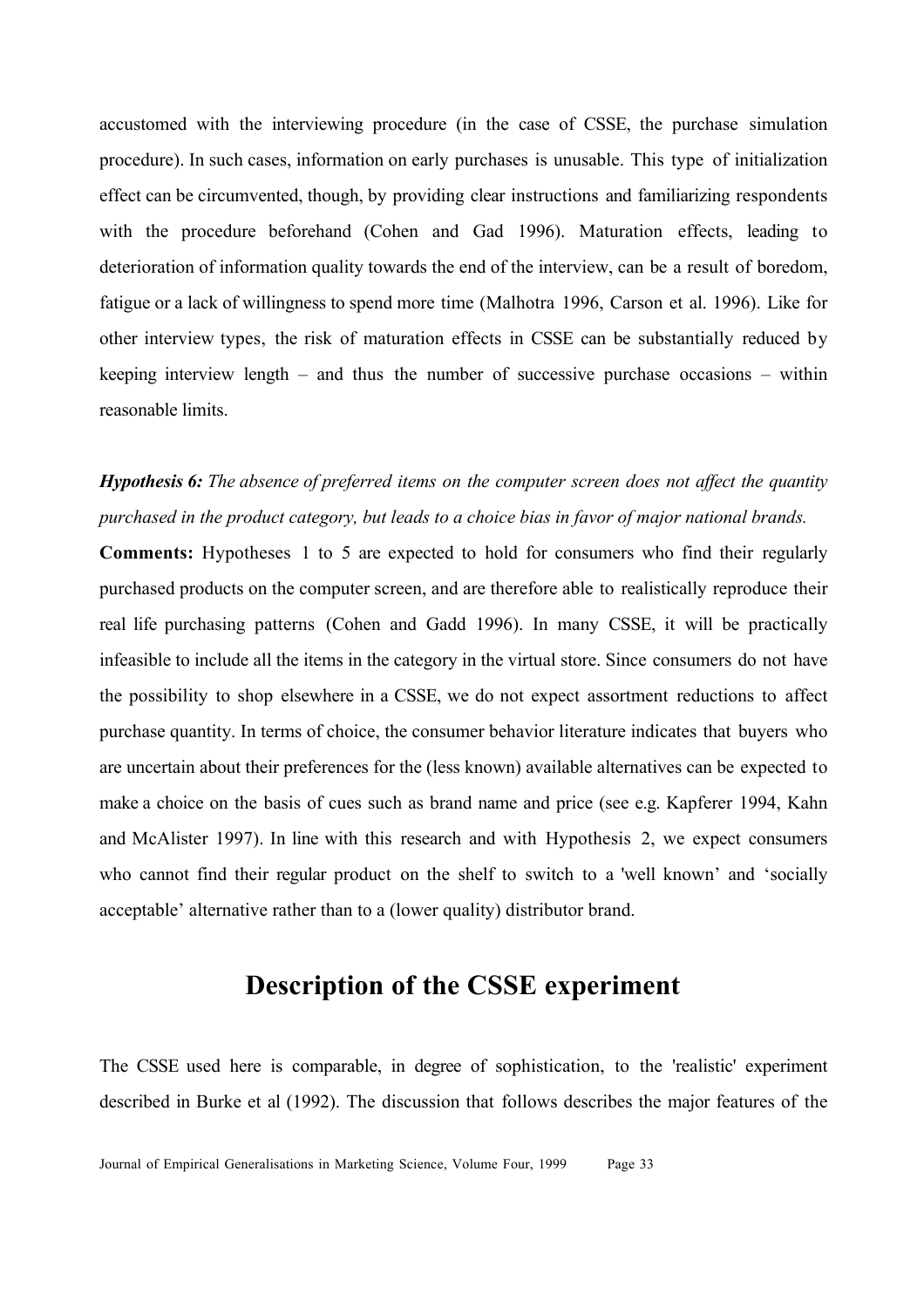accustomed with the interviewing procedure (in the case of CSSE, the purchase simulation procedure). In such cases, information on early purchases is unusable. This type of initialization effect can be circumvented, though, by providing clear instructions and familiarizing respondents with the procedure beforehand (Cohen and Gad 1996). Maturation effects, leading to deterioration of information quality towards the end of the interview, can be a result of boredom, fatigue or a lack of willingness to spend more time (Malhotra 1996, Carson et al. 1996). Like for other interview types, the risk of maturation effects in CSSE can be substantially reduced by keeping interview length – and thus the number of successive purchase occasions – within reasonable limits.

***Hypothesis 6:*** *The absence of preferred items on the computer screen does not affect the quantity purchased in the product category, but leads to a choice bias in favor of major national brands.*

**Comments:** Hypotheses 1 to 5 are expected to hold for consumers who find their regularly purchased products on the computer screen, and are therefore able to realistically reproduce their real life purchasing patterns (Cohen and Gadd 1996). In many CSSE, it will be practically infeasible to include all the items in the category in the virtual store. Since consumers do not have the possibility to shop elsewhere in a CSSE, we do not expect assortment reductions to affect purchase quantity. In terms of choice, the consumer behavior literature indicates that buyers who are uncertain about their preferences for the (less known) available alternatives can be expected to make a choice on the basis of cues such as brand name and price (see e.g. Kapferer 1994, Kahn and McAlister 1997). In line with this research and with Hypothesis 2, we expect consumers who cannot find their regular product on the shelf to switch to a 'well known' and 'socially acceptable' alternative rather than to a (lower quality) distributor brand.

## Description of the CSSE experiment

The CSSE used here is comparable, in degree of sophistication, to the 'realistic' experiment described in Burke et al (1992). The discussion that follows describes the major features of the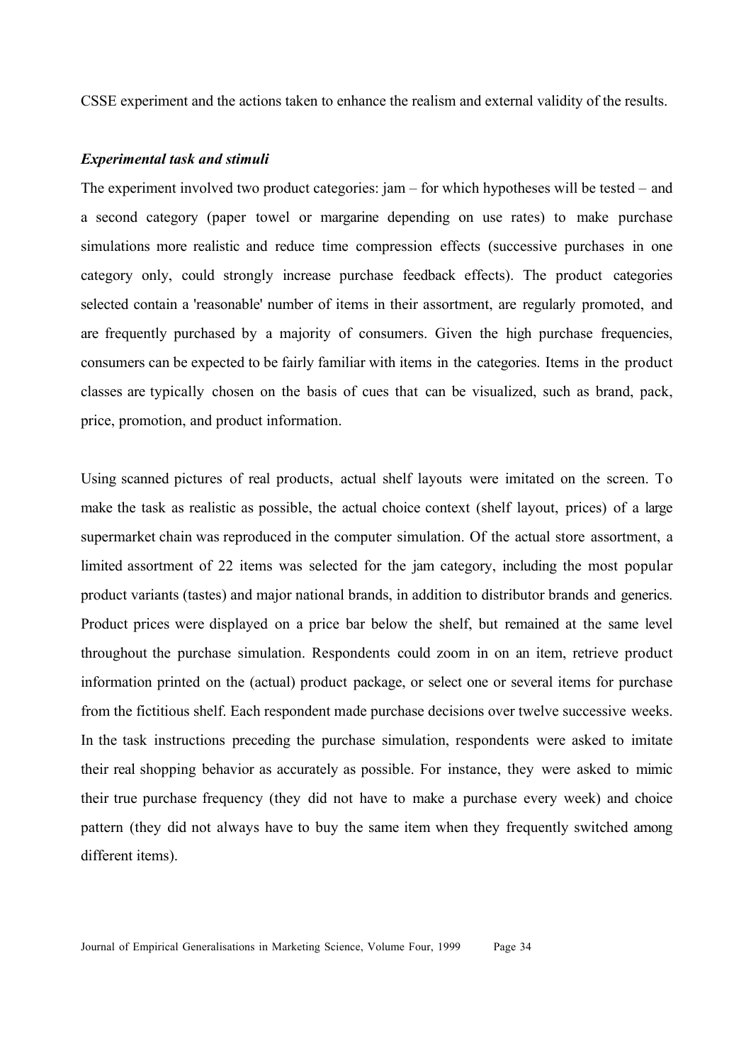CSSE experiment and the actions taken to enhance the realism and external validity of the results.

***Experimental task and stimuli***

The experiment involved two product categories: jam – for which hypotheses will be tested – and a second category (paper towel or margarine depending on use rates) to make purchase simulations more realistic and reduce time compression effects (successive purchases in one category only, could strongly increase purchase feedback effects). The product categories selected contain a 'reasonable' number of items in their assortment, are regularly promoted, and are frequently purchased by a majority of consumers. Given the high purchase frequencies, consumers can be expected to be fairly familiar with items in the categories. Items in the product classes are typically chosen on the basis of cues that can be visualized, such as brand, pack, price, promotion, and product information.

Using scanned pictures of real products, actual shelf layouts were imitated on the screen. To make the task as realistic as possible, the actual choice context (shelf layout, prices) of a large supermarket chain was reproduced in the computer simulation. Of the actual store assortment, a limited assortment of 22 items was selected for the jam category, including the most popular product variants (tastes) and major national brands, in addition to distributor brands and generics. Product prices were displayed on a price bar below the shelf, but remained at the same level throughout the purchase simulation. Respondents could zoom in on an item, retrieve product information printed on the (actual) product package, or select one or several items for purchase from the fictitious shelf. Each respondent made purchase decisions over twelve successive weeks. In the task instructions preceding the purchase simulation, respondents were asked to imitate their real shopping behavior as accurately as possible. For instance, they were asked to mimic their true purchase frequency (they did not have to make a purchase every week) and choice pattern (they did not always have to buy the same item when they frequently switched among different items).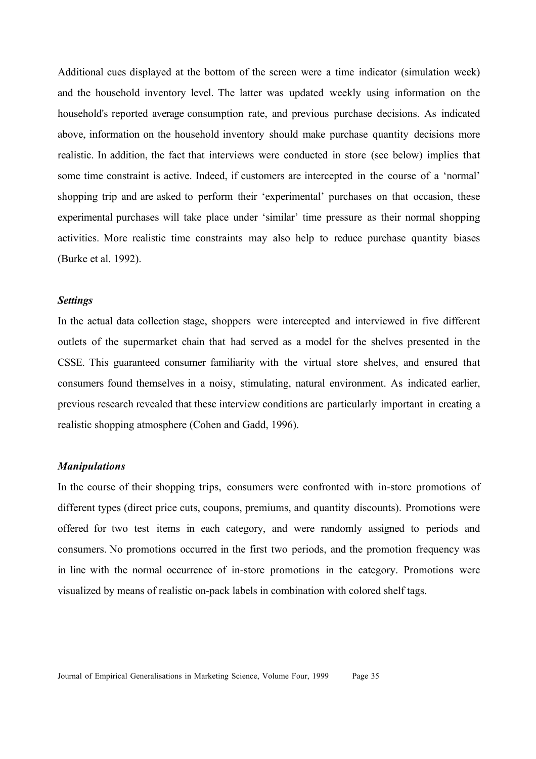Additional cues displayed at the bottom of the screen were a time indicator (simulation week) and the household inventory level. The latter was updated weekly using information on the household's reported average consumption rate, and previous purchase decisions. As indicated above, information on the household inventory should make purchase quantity decisions more realistic. In addition, the fact that interviews were conducted in store (see below) implies that some time constraint is active. Indeed, if customers are intercepted in the course of a 'normal' shopping trip and are asked to perform their 'experimental' purchases on that occasion, these experimental purchases will take place under 'similar' time pressure as their normal shopping activities. More realistic time constraints may also help to reduce purchase quantity biases (Burke et al. 1992).

***Settings***

In the actual data collection stage, shoppers were intercepted and interviewed in five different outlets of the supermarket chain that had served as a model for the shelves presented in the CSSE. This guaranteed consumer familiarity with the virtual store shelves, and ensured that consumers found themselves in a noisy, stimulating, natural environment. As indicated earlier, previous research revealed that these interview conditions are particularly important in creating a realistic shopping atmosphere (Cohen and Gadd, 1996).

***Manipulations***

In the course of their shopping trips, consumers were confronted with in-store promotions of different types (direct price cuts, coupons, premiums, and quantity discounts). Promotions were offered for two test items in each category, and were randomly assigned to periods and consumers. No promotions occurred in the first two periods, and the promotion frequency was in line with the normal occurrence of in-store promotions in the category. Promotions were visualized by means of realistic on-pack labels in combination with colored shelf tags.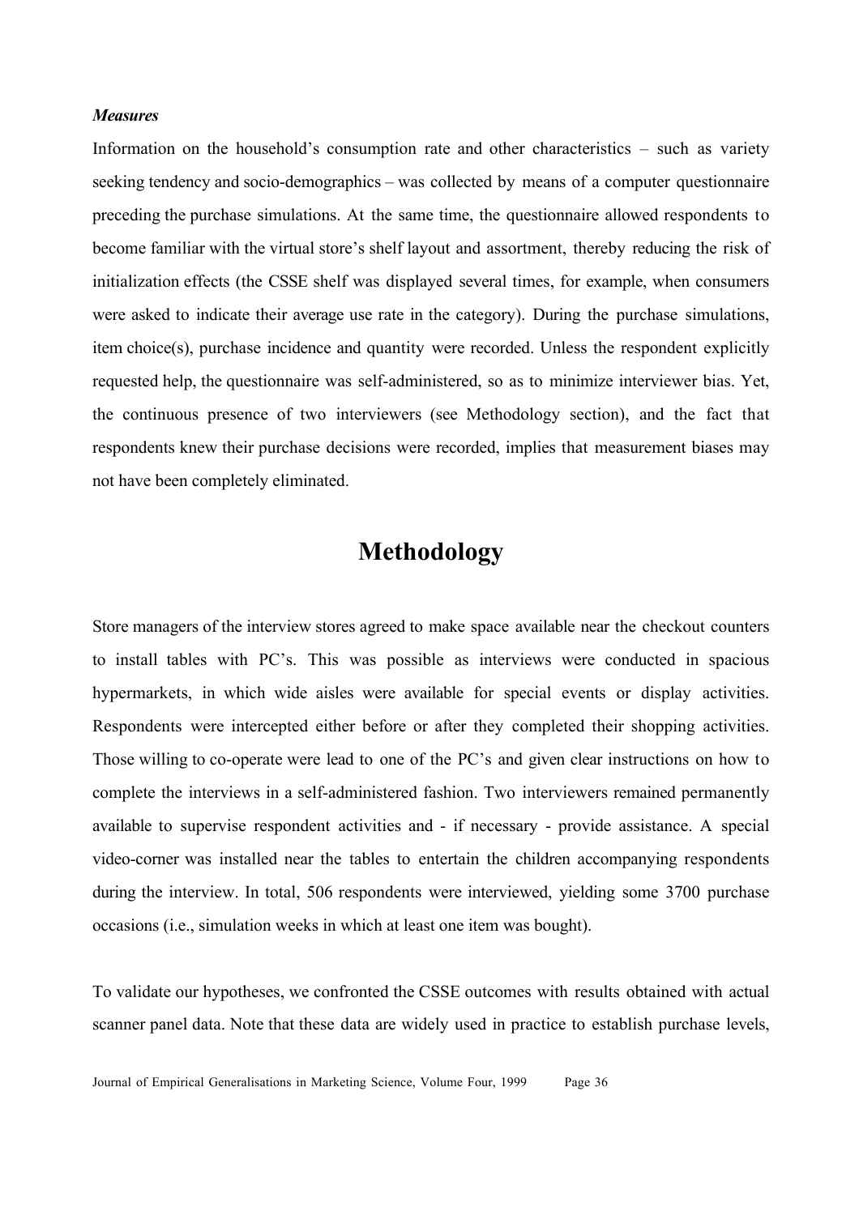***Measures***

Information on the household's consumption rate and other characteristics – such as variety seeking tendency and socio-demographics – was collected by means of a computer questionnaire preceding the purchase simulations. At the same time, the questionnaire allowed respondents to become familiar with the virtual store's shelf layout and assortment, thereby reducing the risk of initialization effects (the CSSE shelf was displayed several times, for example, when consumers were asked to indicate their average use rate in the category). During the purchase simulations, item choice(s), purchase incidence and quantity were recorded. Unless the respondent explicitly requested help, the questionnaire was self-administered, so as to minimize interviewer bias. Yet, the continuous presence of two interviewers (see Methodology section), and the fact that respondents knew their purchase decisions were recorded, implies that measurement biases may not have been completely eliminated.

# Methodology

Store managers of the interview stores agreed to make space available near the checkout counters to install tables with PC's. This was possible as interviews were conducted in spacious hypermarkets, in which wide aisles were available for special events or display activities. Respondents were intercepted either before or after they completed their shopping activities. Those willing to co-operate were lead to one of the PC's and given clear instructions on how to complete the interviews in a self-administered fashion. Two interviewers remained permanently available to supervise respondent activities and - if necessary - provide assistance. A special video-corner was installed near the tables to entertain the children accompanying respondents during the interview. In total, 506 respondents were interviewed, yielding some 3700 purchase occasions (i.e., simulation weeks in which at least one item was bought).

To validate our hypotheses, we confronted the CSSE outcomes with results obtained with actual scanner panel data. Note that these data are widely used in practice to establish purchase levels,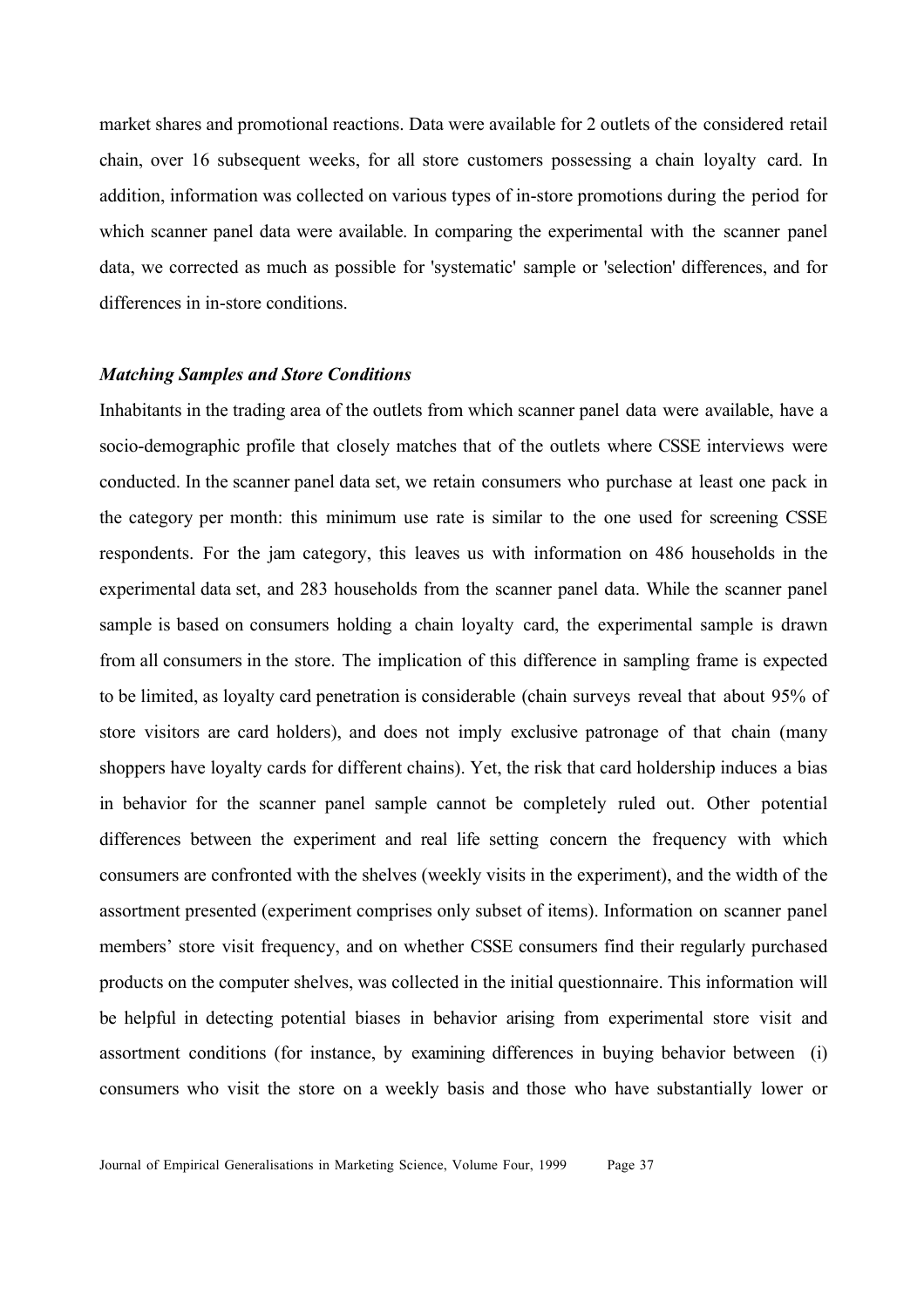market shares and promotional reactions. Data were available for 2 outlets of the considered retail chain, over 16 subsequent weeks, for all store customers possessing a chain loyalty card. In addition, information was collected on various types of in-store promotions during the period for which scanner panel data were available. In comparing the experimental with the scanner panel data, we corrected as much as possible for 'systematic' sample or 'selection' differences, and for differences in in-store conditions.

### *Matching Samples and Store Conditions*

Inhabitants in the trading area of the outlets from which scanner panel data were available, have a socio-demographic profile that closely matches that of the outlets where CSSE interviews were conducted. In the scanner panel data set, we retain consumers who purchase at least one pack in the category per month: this minimum use rate is similar to the one used for screening CSSE respondents. For the jam category, this leaves us with information on 486 households in the experimental data set, and 283 households from the scanner panel data. While the scanner panel sample is based on consumers holding a chain loyalty card, the experimental sample is drawn from all consumers in the store. The implication of this difference in sampling frame is expected to be limited, as loyalty card penetration is considerable (chain surveys reveal that about 95% of store visitors are card holders), and does not imply exclusive patronage of that chain (many shoppers have loyalty cards for different chains). Yet, the risk that card holdership induces a bias in behavior for the scanner panel sample cannot be completely ruled out. Other potential differences between the experiment and real life setting concern the frequency with which consumers are confronted with the shelves (weekly visits in the experiment), and the width of the assortment presented (experiment comprises only subset of items). Information on scanner panel members' store visit frequency, and on whether CSSE consumers find their regularly purchased products on the computer shelves, was collected in the initial questionnaire. This information will be helpful in detecting potential biases in behavior arising from experimental store visit and assortment conditions (for instance, by examining differences in buying behavior between (i) consumers who visit the store on a weekly basis and those who have substantially lower or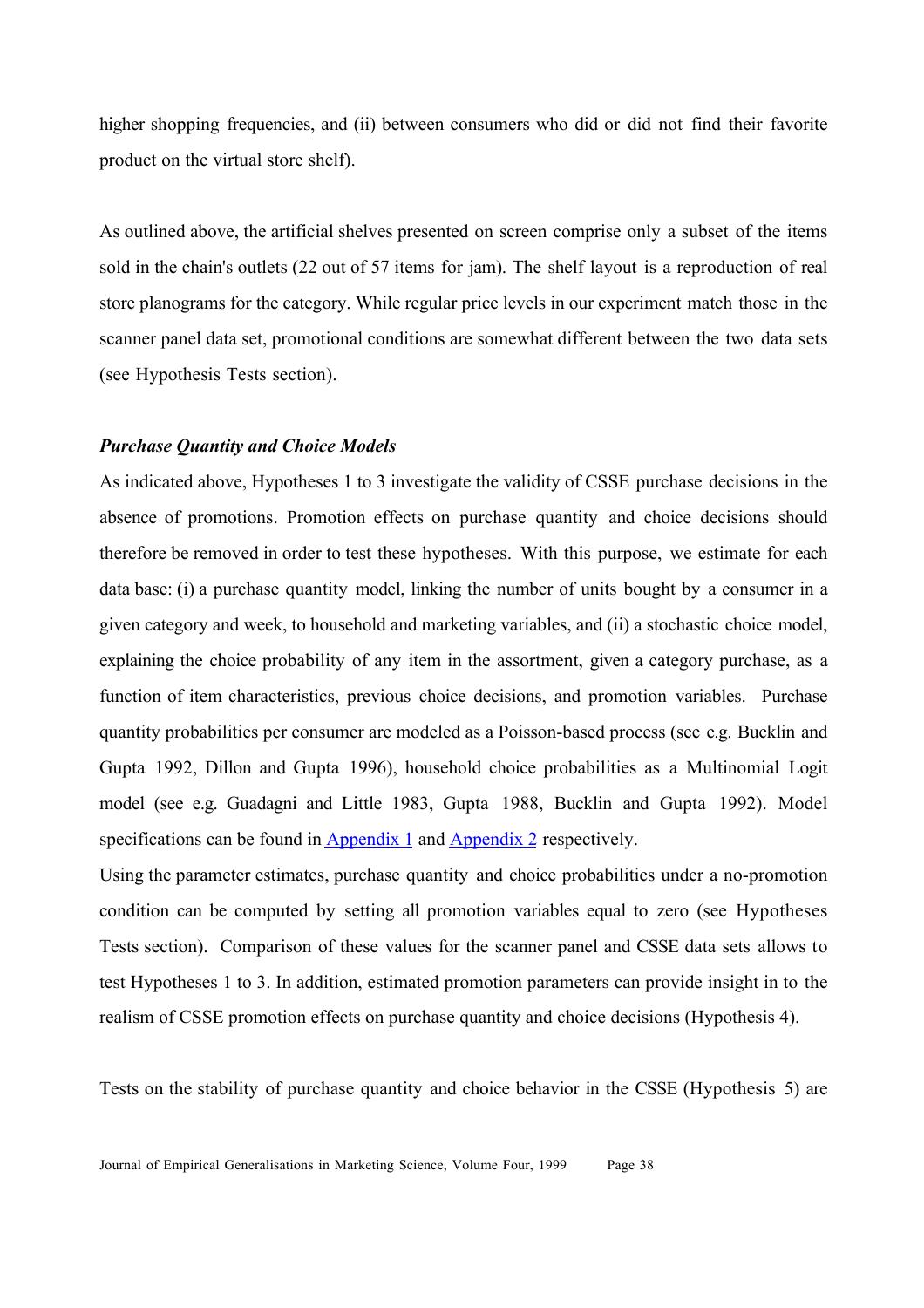higher shopping frequencies, and (ii) between consumers who did or did not find their favorite product on the virtual store shelf).

As outlined above, the artificial shelves presented on screen comprise only a subset of the items sold in the chain's outlets (22 out of 57 items for jam). The shelf layout is a reproduction of real store planograms for the category. While regular price levels in our experiment match those in the scanner panel data set, promotional conditions are somewhat different between the two data sets (see Hypothesis Tests section).

***Purchase Quantity and Choice Models***

As indicated above, Hypotheses 1 to 3 investigate the validity of CSSE purchase decisions in the absence of promotions. Promotion effects on purchase quantity and choice decisions should therefore be removed in order to test these hypotheses. With this purpose, we estimate for each data base: (i) a purchase quantity model, linking the number of units bought by a consumer in a given category and week, to household and marketing variables, and (ii) a stochastic choice model, explaining the choice probability of any item in the assortment, given a category purchase, as a function of item characteristics, previous choice decisions, and promotion variables. Purchase quantity probabilities per consumer are modeled as a Poisson-based process (see e.g. Bucklin and Gupta 1992, Dillon and Gupta 1996), household choice probabilities as a Multinomial Logit model (see e.g. Guadagni and Little 1983, Gupta 1988, Bucklin and Gupta 1992). Model specifications can be found in Appendix 1 and Appendix 2 respectively.

Using the parameter estimates, purchase quantity and choice probabilities under a no-promotion condition can be computed by setting all promotion variables equal to zero (see Hypotheses Tests section). Comparison of these values for the scanner panel and CSSE data sets allows to test Hypotheses 1 to 3. In addition, estimated promotion parameters can provide insight in to the realism of CSSE promotion effects on purchase quantity and choice decisions (Hypothesis 4).

Tests on the stability of purchase quantity and choice behavior in the CSSE (Hypothesis 5) are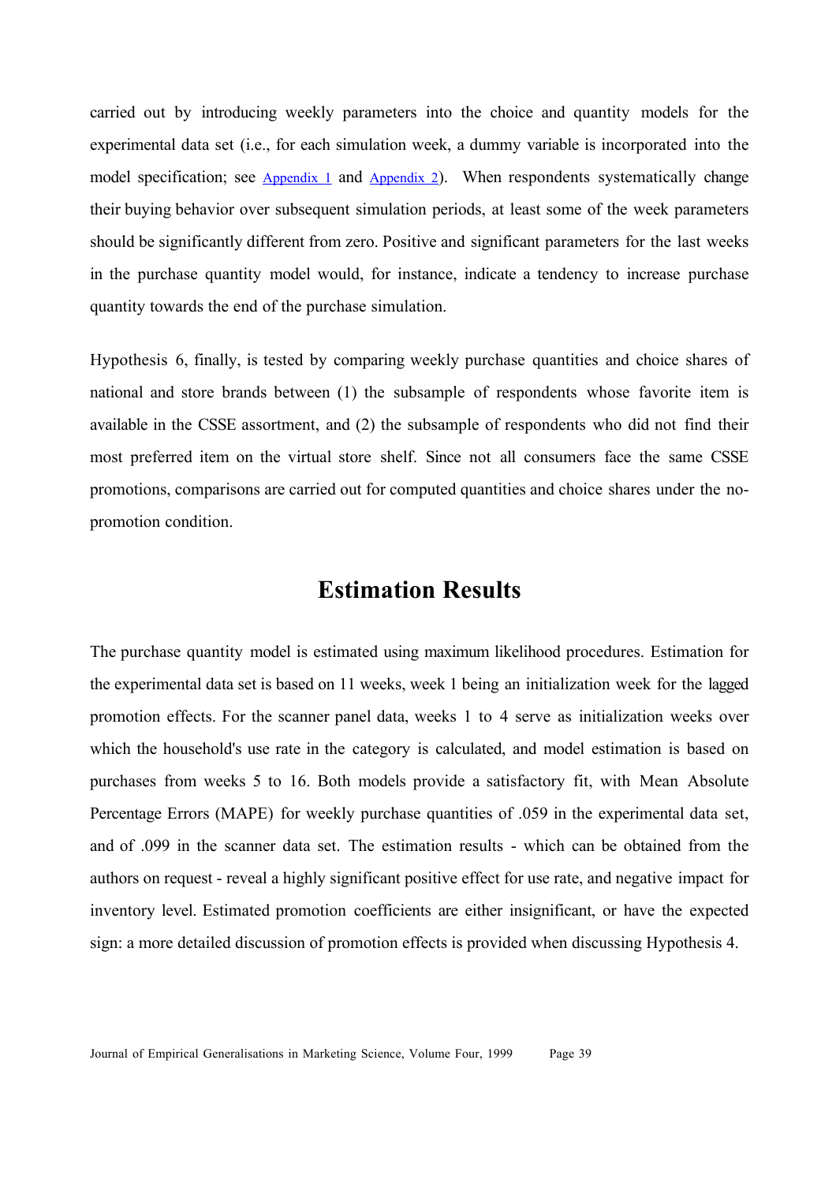carried out by introducing weekly parameters into the choice and quantity models for the experimental data set (i.e., for each simulation week, a dummy variable is incorporated into the model specification; see Appendix 1 and Appendix 2). When respondents systematically change their buying behavior over subsequent simulation periods, at least some of the week parameters should be significantly different from zero. Positive and significant parameters for the last weeks in the purchase quantity model would, for instance, indicate a tendency to increase purchase quantity towards the end of the purchase simulation.

Hypothesis 6, finally, is tested by comparing weekly purchase quantities and choice shares of national and store brands between (1) the subsample of respondents whose favorite item is available in the CSSE assortment, and (2) the subsample of respondents who did not find their most preferred item on the virtual store shelf. Since not all consumers face the same CSSE promotions, comparisons are carried out for computed quantities and choice shares under the no-promotion condition.

## Estimation Results

The purchase quantity model is estimated using maximum likelihood procedures. Estimation for the experimental data set is based on 11 weeks, week 1 being an initialization week for the lagged promotion effects. For the scanner panel data, weeks 1 to 4 serve as initialization weeks over which the household's use rate in the category is calculated, and model estimation is based on purchases from weeks 5 to 16. Both models provide a satisfactory fit, with Mean Absolute Percentage Errors (MAPE) for weekly purchase quantities of .059 in the experimental data set, and of .099 in the scanner data set. The estimation results - which can be obtained from the authors on request - reveal a highly significant positive effect for use rate, and negative impact for inventory level. Estimated promotion coefficients are either insignificant, or have the expected sign: a more detailed discussion of promotion effects is provided when discussing Hypothesis 4.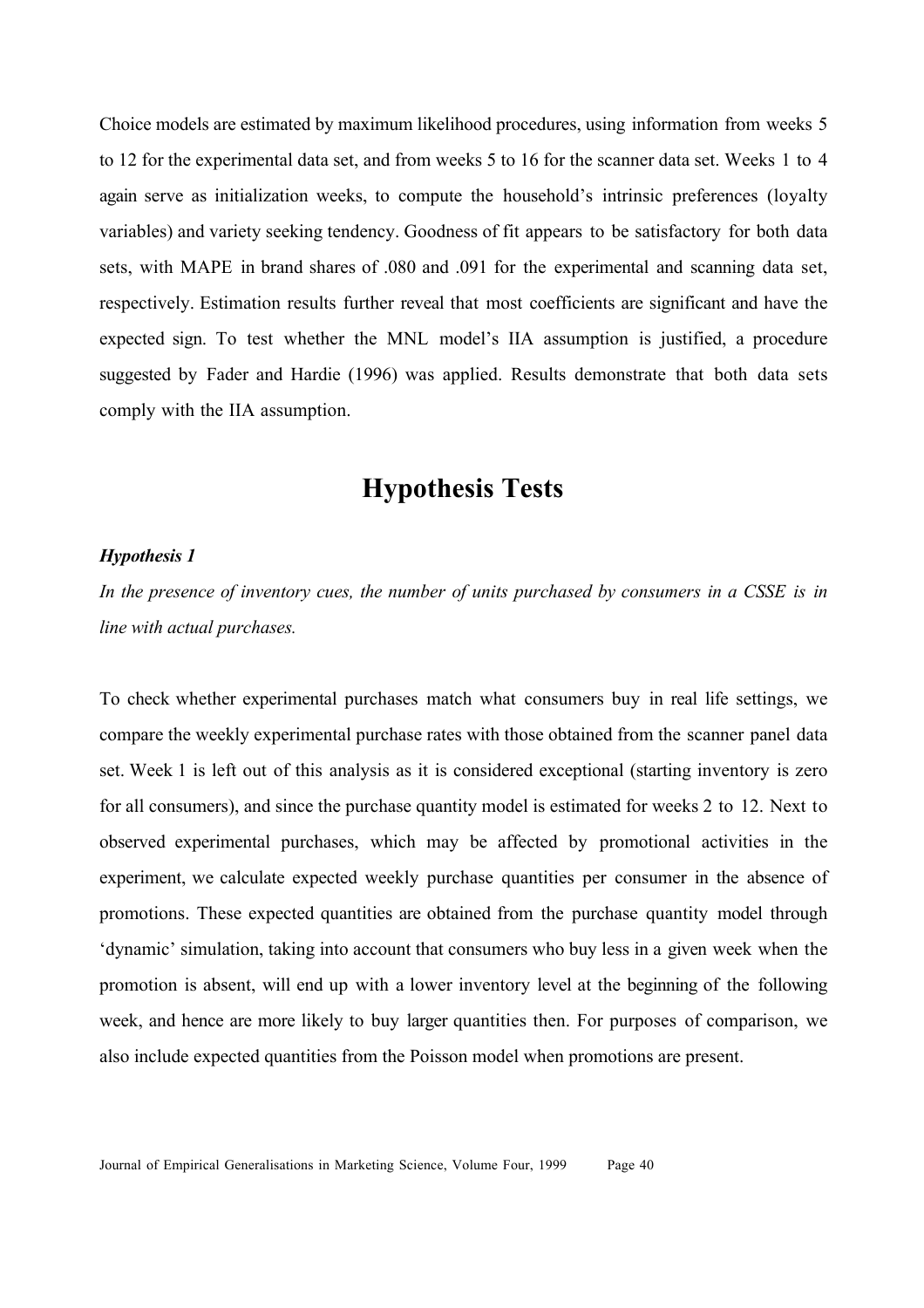Choice models are estimated by maximum likelihood procedures, using information from weeks 5 to 12 for the experimental data set, and from weeks 5 to 16 for the scanner data set. Weeks 1 to 4 again serve as initialization weeks, to compute the household's intrinsic preferences (loyalty variables) and variety seeking tendency. Goodness of fit appears to be satisfactory for both data sets, with MAPE in brand shares of .080 and .091 for the experimental and scanning data set, respectively. Estimation results further reveal that most coefficients are significant and have the expected sign. To test whether the MNL model's IIA assumption is justified, a procedure suggested by Fader and Hardie (1996) was applied. Results demonstrate that both data sets comply with the IIA assumption.

## Hypothesis Tests

### *Hypothesis 1*

*In the presence of inventory cues, the number of units purchased by consumers in a CSSE is in line with actual purchases.*

To check whether experimental purchases match what consumers buy in real life settings, we compare the weekly experimental purchase rates with those obtained from the scanner panel data set. Week 1 is left out of this analysis as it is considered exceptional (starting inventory is zero for all consumers), and since the purchase quantity model is estimated for weeks 2 to 12. Next to observed experimental purchases, which may be affected by promotional activities in the experiment, we calculate expected weekly purchase quantities per consumer in the absence of promotions. These expected quantities are obtained from the purchase quantity model through 'dynamic' simulation, taking into account that consumers who buy less in a given week when the promotion is absent, will end up with a lower inventory level at the beginning of the following week, and hence are more likely to buy larger quantities then. For purposes of comparison, we also include expected quantities from the Poisson model when promotions are present.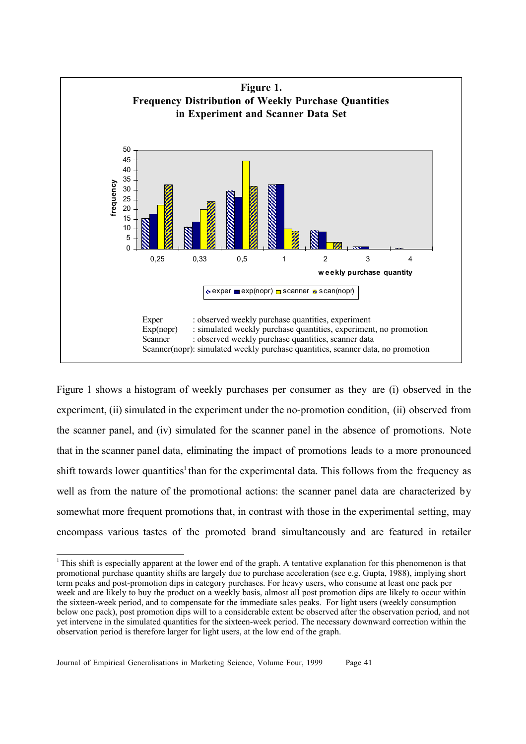**Figure 1.**
**Frequency Distribution of Weekly Purchase Quantities in Experiment and Scanner Data Set**

Exper : observed weekly purchase quantities, experiment
Exp(nopr) : simulated weekly purchase quantities, experiment, no promotion
Scanner : observed weekly purchase quantities, scanner data
Scanner(nopr): simulated weekly purchase quantities, scanner data, no promotion

Figure 1 shows a histogram of weekly purchases per consumer as they are (i) observed in the experiment, (ii) simulated in the experiment under the no-promotion condition, (ii) observed from the scanner panel, and (iv) simulated for the scanner panel in the absence of promotions. Note that in the scanner panel data, eliminating the impact of promotions leads to a more pronounced shift towards lower quantities[1] than for the experimental data. This follows from the frequency as well as from the nature of the promotional actions: the scanner panel data are characterized by somewhat more frequent promotions that, in contrast with those in the experimental setting, may encompass various tastes of the promoted brand simultaneously and are featured in retailer

---

[1] This shift is especially apparent at the lower end of the graph. A tentative explanation for this phenomenon is that promotional purchase quantity shifts are largely due to purchase acceleration (see e.g. Gupta, 1988), implying short term peaks and post-promotion dips in category purchases. For heavy users, who consume at least one pack per week and are likely to buy the product on a weekly basis, almost all post promotion dips are likely to occur within the sixteen-week period, and to compensate for the immediate sales peaks. For light users (weekly consumption below one pack), post promotion dips will to a considerable extent be observed after the observation period, and not yet intervene in the simulated quantities for the sixteen-week period. The necessary downward correction within the observation period is therefore larger for light users, at the low end of the graph.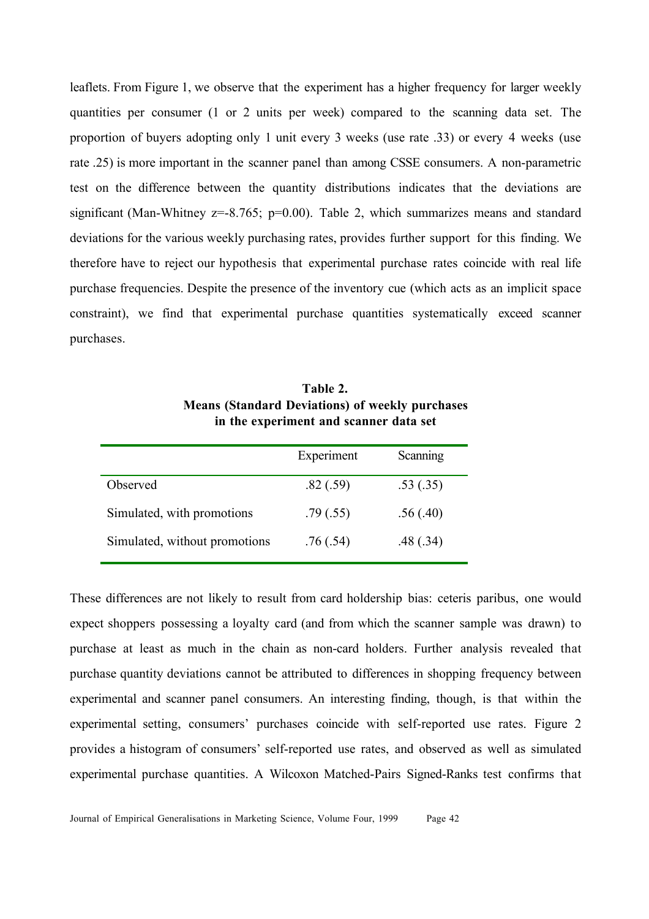leaflets. From Figure 1, we observe that the experiment has a higher frequency for larger weekly quantities per consumer (1 or 2 units per week) compared to the scanning data set. The proportion of buyers adopting only 1 unit every 3 weeks (use rate .33) or every 4 weeks (use rate .25) is more important in the scanner panel than among CSSE consumers. A non-parametric test on the difference between the quantity distributions indicates that the deviations are significant (Man-Whitney $z=-8.765$; $p=0.00$). Table 2, which summarizes means and standard deviations for the various weekly purchasing rates, provides further support for this finding. We therefore have to reject our hypothesis that experimental purchase rates coincide with real life purchase frequencies. Despite the presence of the inventory cue (which acts as an implicit space constraint), we find that experimental purchase quantities systematically exceed scanner purchases.

**Table 2.**
**Means (Standard Deviations) of weekly purchases in the experiment and scanner data set**

| | Experiment | Scanning |
|---|---|---|
| Observed | .82 (.59) | .53 (.35) |
| Simulated, with promotions | .79 (.55) | .56 (.40) |
| Simulated, without promotions | .76 (.54) | .48 (.34) |

These differences are not likely to result from card holdership bias: ceteris paribus, one would expect shoppers possessing a loyalty card (and from which the scanner sample was drawn) to purchase at least as much in the chain as non-card holders. Further analysis revealed that purchase quantity deviations cannot be attributed to differences in shopping frequency between experimental and scanner panel consumers. An interesting finding, though, is that within the experimental setting, consumers' purchases coincide with self-reported use rates. Figure 2 provides a histogram of consumers' self-reported use rates, and observed as well as simulated experimental purchase quantities. A Wilcoxon Matched-Pairs Signed-Ranks test confirms that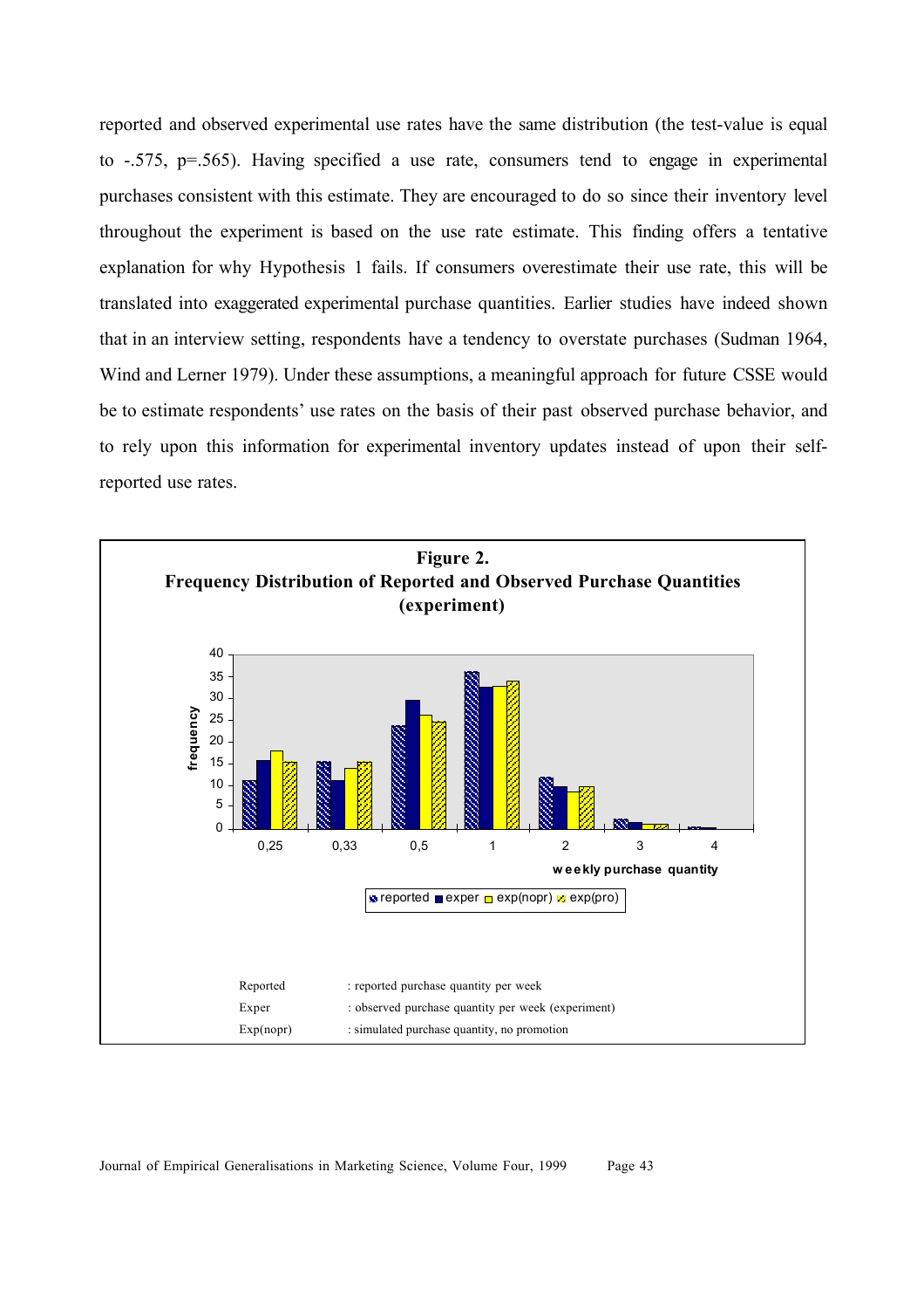reported and observed experimental use rates have the same distribution (the test-value is equal to -.575, p=.565). Having specified a use rate, consumers tend to engage in experimental purchases consistent with this estimate. They are encouraged to do so since their inventory level throughout the experiment is based on the use rate estimate. This finding offers a tentative explanation for why Hypothesis 1 fails. If consumers overestimate their use rate, this will be translated into exaggerated experimental purchase quantities. Earlier studies have indeed shown that in an interview setting, respondents have a tendency to overstate purchases (Sudman 1964, Wind and Lerner 1979). Under these assumptions, a meaningful approach for future CSSE would be to estimate respondents' use rates on the basis of their past observed purchase behavior, and to rely upon this information for experimental inventory updates instead of upon their self-reported use rates.

**Figure 2.**
**Frequency Distribution of Reported and Observed Purchase Quantities (experiment)**

| Reported | : reported purchase quantity per week |
| --- | --- |
| Exper | : observed purchase quantity per week (experiment) |
| Exp(nopr) | : simulated purchase quantity, no promotion |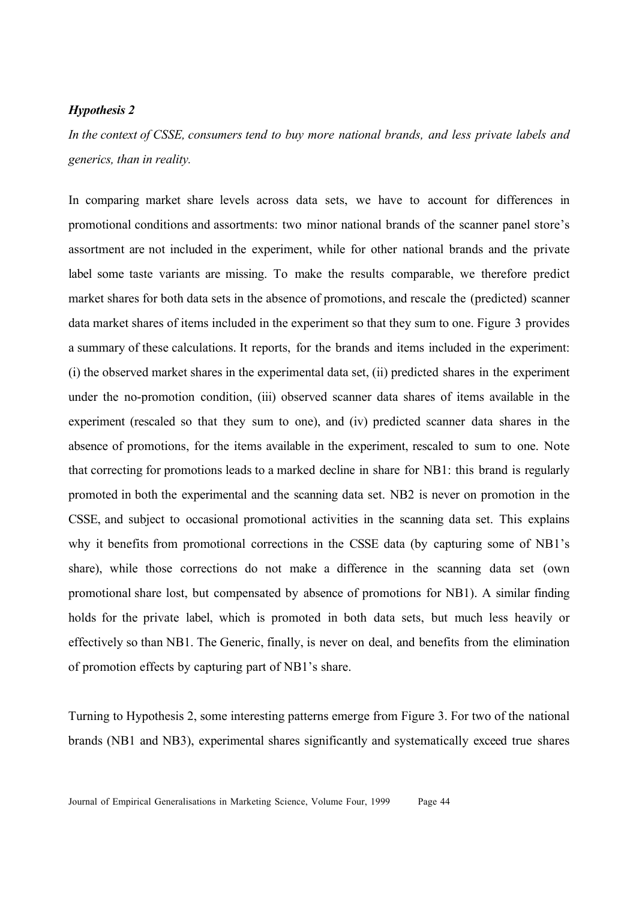***Hypothesis 2***

*In the context of CSSE, consumers tend to buy more national brands, and less private labels and generics, than in reality.*

In comparing market share levels across data sets, we have to account for differences in promotional conditions and assortments: two minor national brands of the scanner panel store's assortment are not included in the experiment, while for other national brands and the private label some taste variants are missing. To make the results comparable, we therefore predict market shares for both data sets in the absence of promotions, and rescale the (predicted) scanner data market shares of items included in the experiment so that they sum to one. Figure 3 provides a summary of these calculations. It reports, for the brands and items included in the experiment: (i) the observed market shares in the experimental data set, (ii) predicted shares in the experiment under the no-promotion condition, (iii) observed scanner data shares of items available in the experiment (rescaled so that they sum to one), and (iv) predicted scanner data shares in the absence of promotions, for the items available in the experiment, rescaled to sum to one. Note that correcting for promotions leads to a marked decline in share for NB1: this brand is regularly promoted in both the experimental and the scanning data set. NB2 is never on promotion in the CSSE, and subject to occasional promotional activities in the scanning data set. This explains why it benefits from promotional corrections in the CSSE data (by capturing some of NB1's share), while those corrections do not make a difference in the scanning data set (own promotional share lost, but compensated by absence of promotions for NB1). A similar finding holds for the private label, which is promoted in both data sets, but much less heavily or effectively so than NB1. The Generic, finally, is never on deal, and benefits from the elimination of promotion effects by capturing part of NB1's share.

Turning to Hypothesis 2, some interesting patterns emerge from Figure 3. For two of the national brands (NB1 and NB3), experimental shares significantly and systematically exceed true shares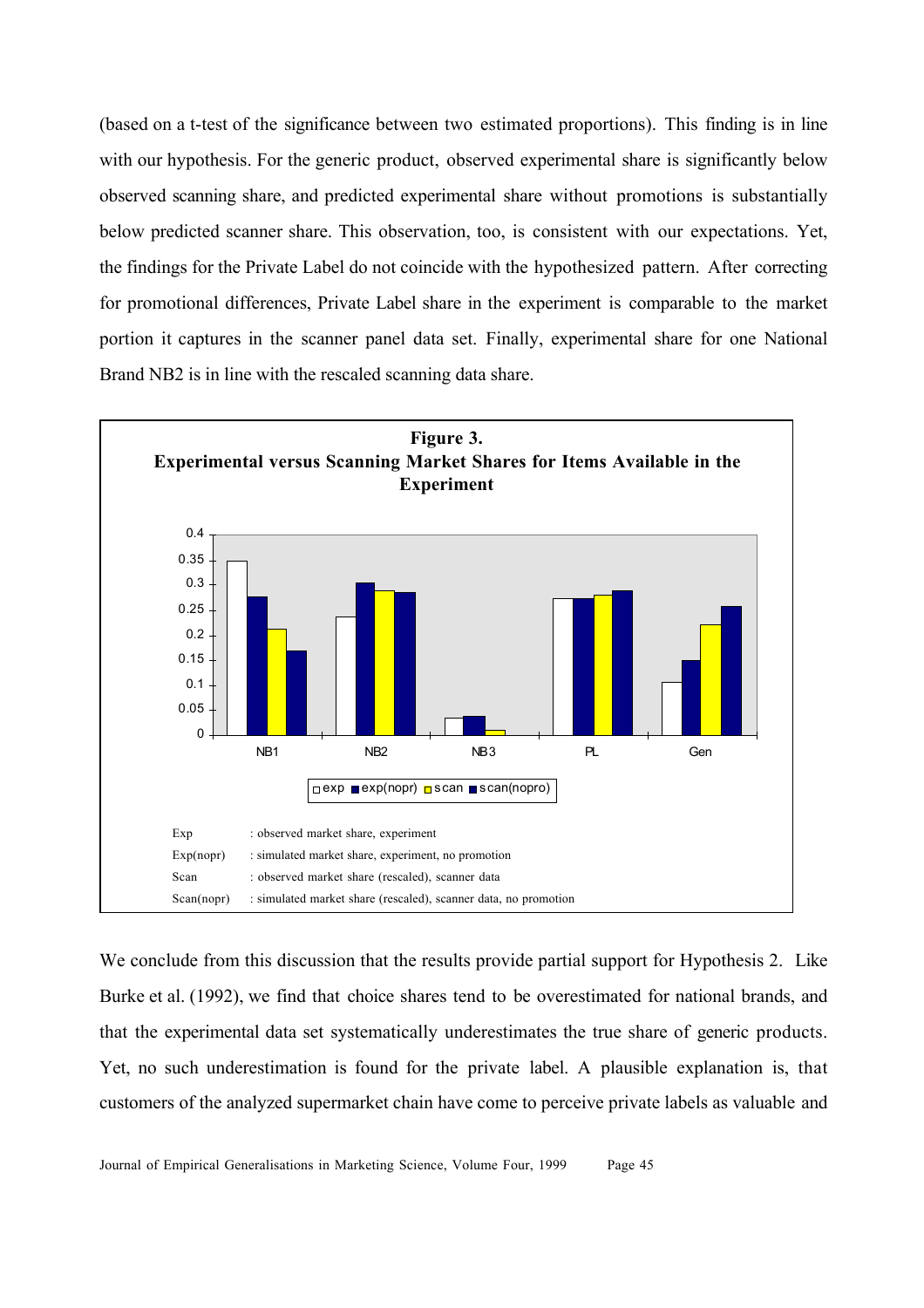(based on a t-test of the significance between two estimated proportions). This finding is in line with our hypothesis. For the generic product, observed experimental share is significantly below observed scanning share, and predicted experimental share without promotions is substantially below predicted scanner share. This observation, too, is consistent with our expectations. Yet, the findings for the Private Label do not coincide with the hypothesized pattern. After correcting for promotional differences, Private Label share in the experiment is comparable to the market portion it captures in the scanner panel data set. Finally, experimental share for one National Brand NB2 is in line with the rescaled scanning data share.

**Figure 3.**
**Experimental versus Scanning Market Shares for Items Available in the Experiment**

| | |
|---|---|
| Exp | : observed market share, experiment |
| Exp(nopr) | : simulated market share, experiment, no promotion |
| Scan | : observed market share (rescaled), scanner data |
| Scan(nopr) | : simulated market share (rescaled), scanner data, no promotion |

We conclude from this discussion that the results provide partial support for Hypothesis 2. Like Burke et al. (1992), we find that choice shares tend to be overestimated for national brands, and that the experimental data set systematically underestimates the true share of generic products. Yet, no such underestimation is found for the private label. A plausible explanation is, that customers of the analyzed supermarket chain have come to perceive private labels as valuable and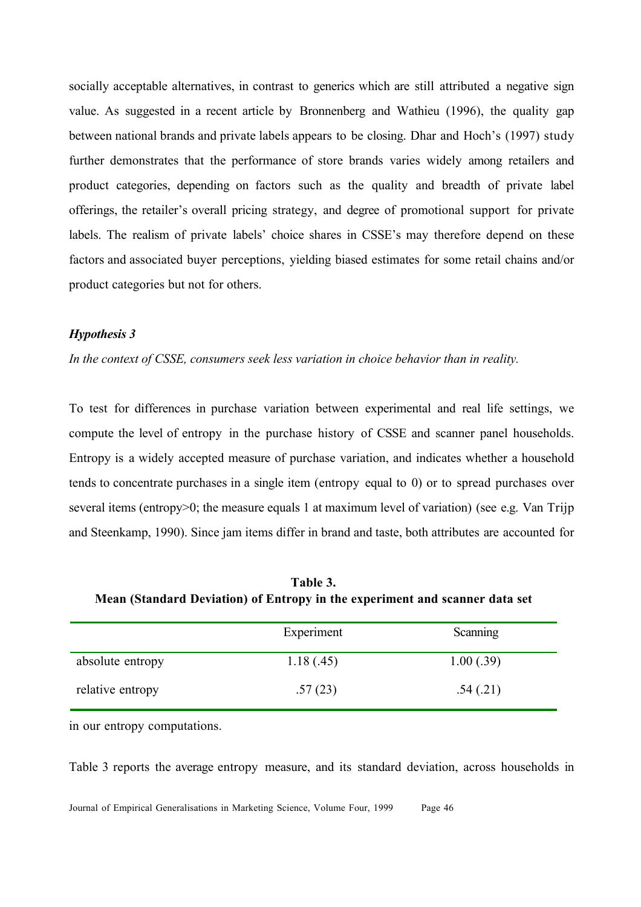socially acceptable alternatives, in contrast to generics which are still attributed a negative sign value. As suggested in a recent article by Bronnenberg and Wathieu (1996), the quality gap between national brands and private labels appears to be closing. Dhar and Hoch's (1997) study further demonstrates that the performance of store brands varies widely among retailers and product categories, depending on factors such as the quality and breadth of private label offerings, the retailer's overall pricing strategy, and degree of promotional support for private labels. The realism of private labels' choice shares in CSSE's may therefore depend on these factors and associated buyer perceptions, yielding biased estimates for some retail chains and/or product categories but not for others.

### *Hypothesis 3*

*In the context of CSSE, consumers seek less variation in choice behavior than in reality.*

To test for differences in purchase variation between experimental and real life settings, we compute the level of entropy in the purchase history of CSSE and scanner panel households. Entropy is a widely accepted measure of purchase variation, and indicates whether a household tends to concentrate purchases in a single item (entropy equal to 0) or to spread purchases over several items (entropy>0; the measure equals 1 at maximum level of variation) (see e.g. Van Trijp and Steenkamp, 1990). Since jam items differ in brand and taste, both attributes are accounted for in our entropy computations.

**Table 3.**
**Mean (Standard Deviation) of Entropy in the experiment and scanner data set**

| | Experiment | Scanning |
|---|---|---|
| absolute entropy | 1.18 (.45) | 1.00 (.39) |
| relative entropy | .57 (23) | .54 (.21) |

Table 3 reports the average entropy measure, and its standard deviation, across households in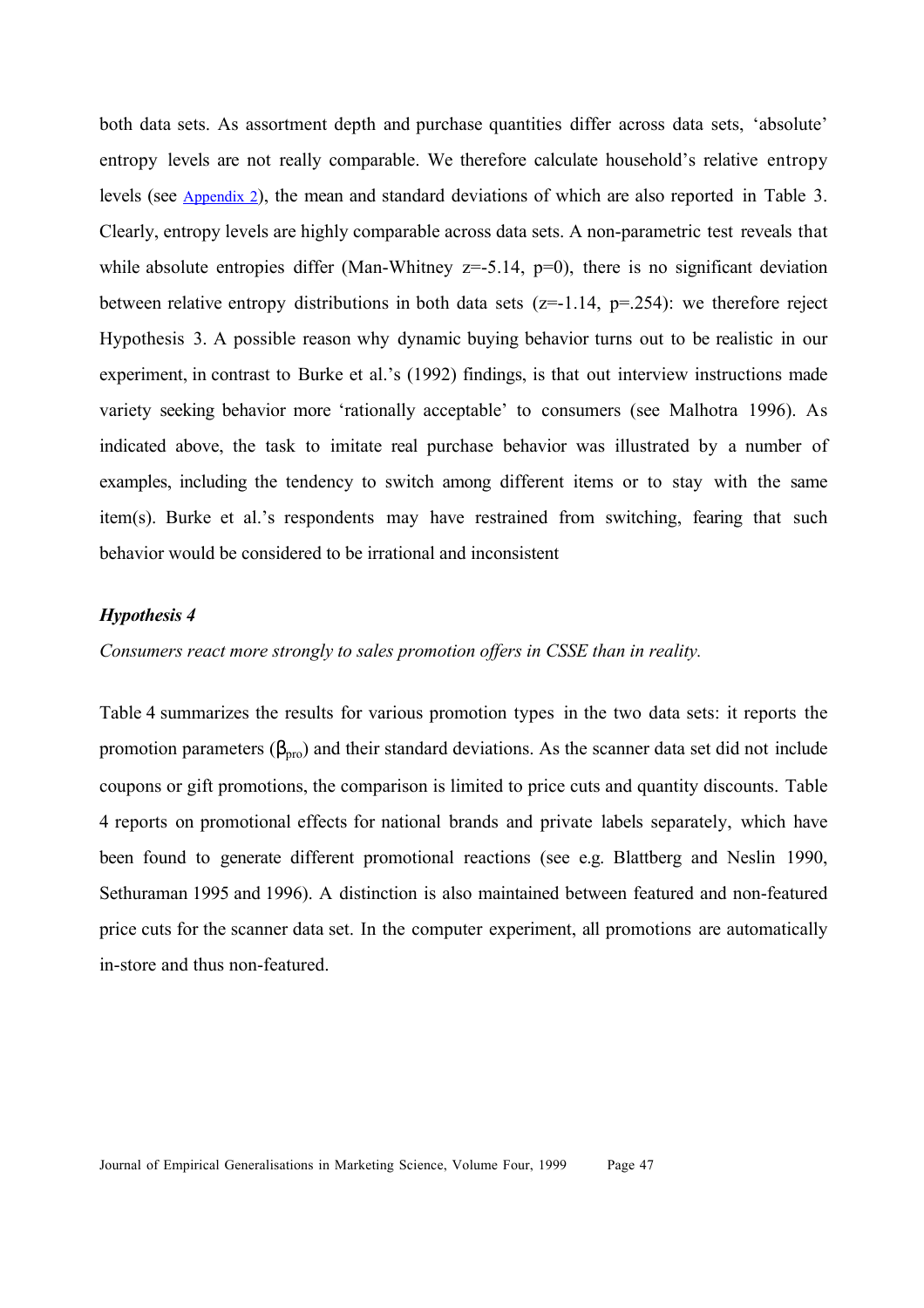both data sets. As assortment depth and purchase quantities differ across data sets, 'absolute' entropy levels are not really comparable. We therefore calculate household's relative entropy levels (see Appendix 2), the mean and standard deviations of which are also reported in Table 3. Clearly, entropy levels are highly comparable across data sets. A non-parametric test reveals that while absolute entropies differ (Man-Whitney $z=-5.14$, $p=0$), there is no significant deviation between relative entropy distributions in both data sets ($z=-1.14$, $p=.254$): we therefore reject Hypothesis 3. A possible reason why dynamic buying behavior turns out to be realistic in our experiment, in contrast to Burke et al.'s (1992) findings, is that out interview instructions made variety seeking behavior more 'rationally acceptable' to consumers (see Malhotra 1996). As indicated above, the task to imitate real purchase behavior was illustrated by a number of examples, including the tendency to switch among different items or to stay with the same item(s). Burke et al.'s respondents may have restrained from switching, fearing that such behavior would be considered to be irrational and inconsistent

### *Hypothesis 4*

*Consumers react more strongly to sales promotion offers in CSSE than in reality.*

Table 4 summarizes the results for various promotion types in the two data sets: it reports the promotion parameters ($\beta_{pro}$) and their standard deviations. As the scanner data set did not include coupons or gift promotions, the comparison is limited to price cuts and quantity discounts. Table 4 reports on promotional effects for national brands and private labels separately, which have been found to generate different promotional reactions (see e.g. Blattberg and Neslin 1990, Sethuraman 1995 and 1996). A distinction is also maintained between featured and non-featured price cuts for the scanner data set. In the computer experiment, all promotions are automatically in-store and thus non-featured.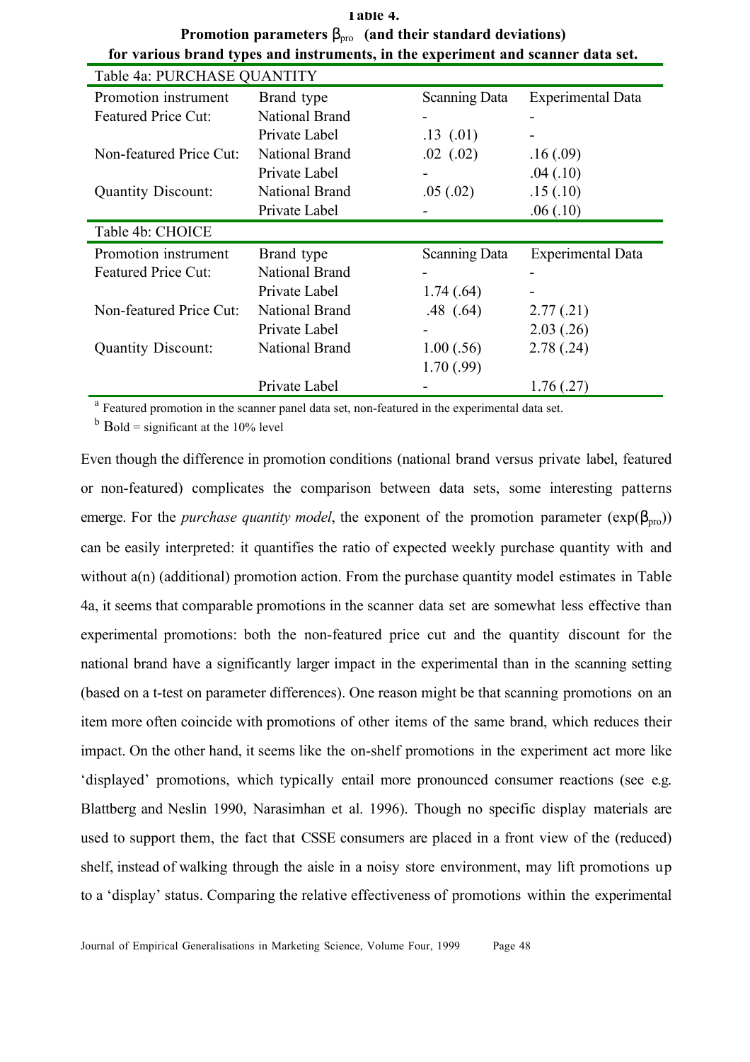**Table 4.**
**Promotion parameters $\beta_{pro}$ (and their standard deviations) for various brand types and instruments, in the experiment and scanner data set.**

| Table 4a: PURCHASE QUANTITY | | | |
|---|---|---|---|
| Promotion instrument | Brand type | Scanning Data | Experimental Data |
| Featured Price Cut: | National Brand | - | - |
| | Private Label | .13 (.01) | - |
| Non-featured Price Cut: | National Brand | .02 (.02) | .16 (.09) |
| | Private Label | - | .04 (.10) |
| Quantity Discount: | National Brand | .05 (.02) | .15 (.10) |
| | Private Label | - | .06 (.10) |

| Table 4b: CHOICE | | | |
|---|---|---|---|
| Promotion instrument | Brand type | Scanning Data | Experimental Data |
| Featured Price Cut: | National Brand | - | - |
| | Private Label | 1.74 (.64) | - |
| Non-featured Price Cut: | National Brand | .48 (.64) | 2.77 (.21) |
| | Private Label | - | 2.03 (.26) |
| Quantity Discount: | National Brand | 1.00 (.56) 1.70 (.99) | 2.78 (.24) |
| | Private Label | - | 1.76 (.27) |

[a] Featured promotion in the scanner panel data set, non-featured in the experimental data set.
[b] Bold = significant at the 10% level

Even though the difference in promotion conditions (national brand versus private label, featured or non-featured) complicates the comparison between data sets, some interesting patterns emerge. For the *purchase quantity model*, the exponent of the promotion parameter ($\exp(\beta_{pro})$) can be easily interpreted: it quantifies the ratio of expected weekly purchase quantity with and without a(n) (additional) promotion action. From the purchase quantity model estimates in Table 4a, it seems that comparable promotions in the scanner data set are somewhat less effective than experimental promotions: both the non-featured price cut and the quantity discount for the national brand have a significantly larger impact in the experimental than in the scanning setting (based on a t-test on parameter differences). One reason might be that scanning promotions on an item more often coincide with promotions of other items of the same brand, which reduces their impact. On the other hand, it seems like the on-shelf promotions in the experiment act more like 'displayed' promotions, which typically entail more pronounced consumer reactions (see e.g. Blattberg and Neslin 1990, Narasimhan et al. 1996). Though no specific display materials are used to support them, the fact that CSSE consumers are placed in a front view of the (reduced) shelf, instead of walking through the aisle in a noisy store environment, may lift promotions up to a 'display' status. Comparing the relative effectiveness of promotions within the experimental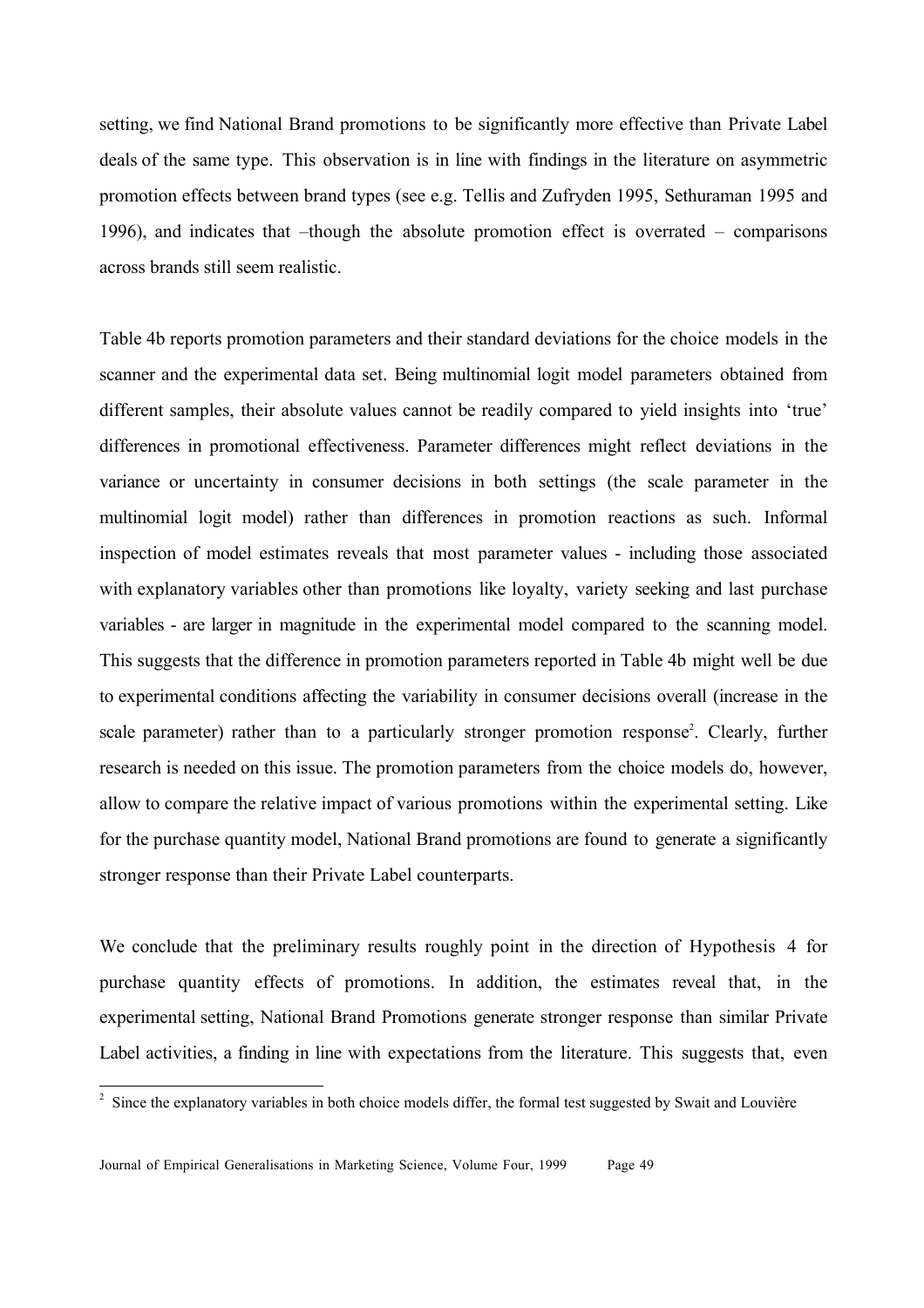setting, we find National Brand promotions to be significantly more effective than Private Label deals of the same type. This observation is in line with findings in the literature on asymmetric promotion effects between brand types (see e.g. Tellis and Zufryden 1995, Sethuraman 1995 and 1996), and indicates that –though the absolute promotion effect is overrated – comparisons across brands still seem realistic.

Table 4b reports promotion parameters and their standard deviations for the choice models in the scanner and the experimental data set. Being multinomial logit model parameters obtained from different samples, their absolute values cannot be readily compared to yield insights into 'true' differences in promotional effectiveness. Parameter differences might reflect deviations in the variance or uncertainty in consumer decisions in both settings (the scale parameter in the multinomial logit model) rather than differences in promotion reactions as such. Informal inspection of model estimates reveals that most parameter values - including those associated with explanatory variables other than promotions like loyalty, variety seeking and last purchase variables - are larger in magnitude in the experimental model compared to the scanning model. This suggests that the difference in promotion parameters reported in Table 4b might well be due to experimental conditions affecting the variability in consumer decisions overall (increase in the scale parameter) rather than to a particularly stronger promotion response[2]. Clearly, further research is needed on this issue. The promotion parameters from the choice models do, however, allow to compare the relative impact of various promotions within the experimental setting. Like for the purchase quantity model, National Brand promotions are found to generate a significantly stronger response than their Private Label counterparts.

We conclude that the preliminary results roughly point in the direction of Hypothesis 4 for purchase quantity effects of promotions. In addition, the estimates reveal that, in the experimental setting, National Brand Promotions generate stronger response than similar Private Label activities, a finding in line with expectations from the literature. This suggests that, even

[2] Since the explanatory variables in both choice models differ, the formal test suggested by Swait and Louvière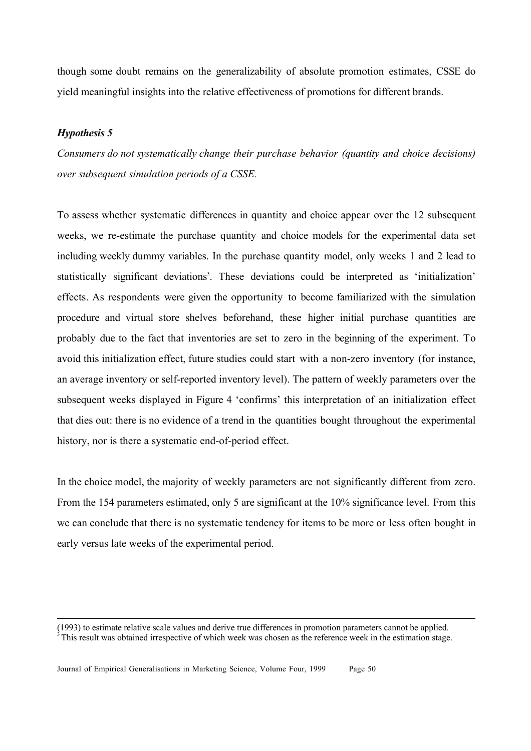though some doubt remains on the generalizability of absolute promotion estimates, CSSE do yield meaningful insights into the relative effectiveness of promotions for different brands.

***Hypothesis 5***

*Consumers do not systematically change their purchase behavior (quantity and choice decisions) over subsequent simulation periods of a CSSE.*

To assess whether systematic differences in quantity and choice appear over the 12 subsequent weeks, we re-estimate the purchase quantity and choice models for the experimental data set including weekly dummy variables. In the purchase quantity model, only weeks 1 and 2 lead to statistically significant deviations[3]. These deviations could be interpreted as 'initialization' effects. As respondents were given the opportunity to become familiarized with the simulation procedure and virtual store shelves beforehand, these higher initial purchase quantities are probably due to the fact that inventories are set to zero in the beginning of the experiment. To avoid this initialization effect, future studies could start with a non-zero inventory (for instance, an average inventory or self-reported inventory level). The pattern of weekly parameters over the subsequent weeks displayed in Figure 4 'confirms' this interpretation of an initialization effect that dies out: there is no evidence of a trend in the quantities bought throughout the experimental history, nor is there a systematic end-of-period effect.

In the choice model, the majority of weekly parameters are not significantly different from zero. From the 154 parameters estimated, only 5 are significant at the 10% significance level. From this we can conclude that there is no systematic tendency for items to be more or less often bought in early versus late weeks of the experimental period.

---

(1993) to estimate relative scale values and derive true differences in promotion parameters cannot be applied.

[3] This result was obtained irrespective of which week was chosen as the reference week in the estimation stage.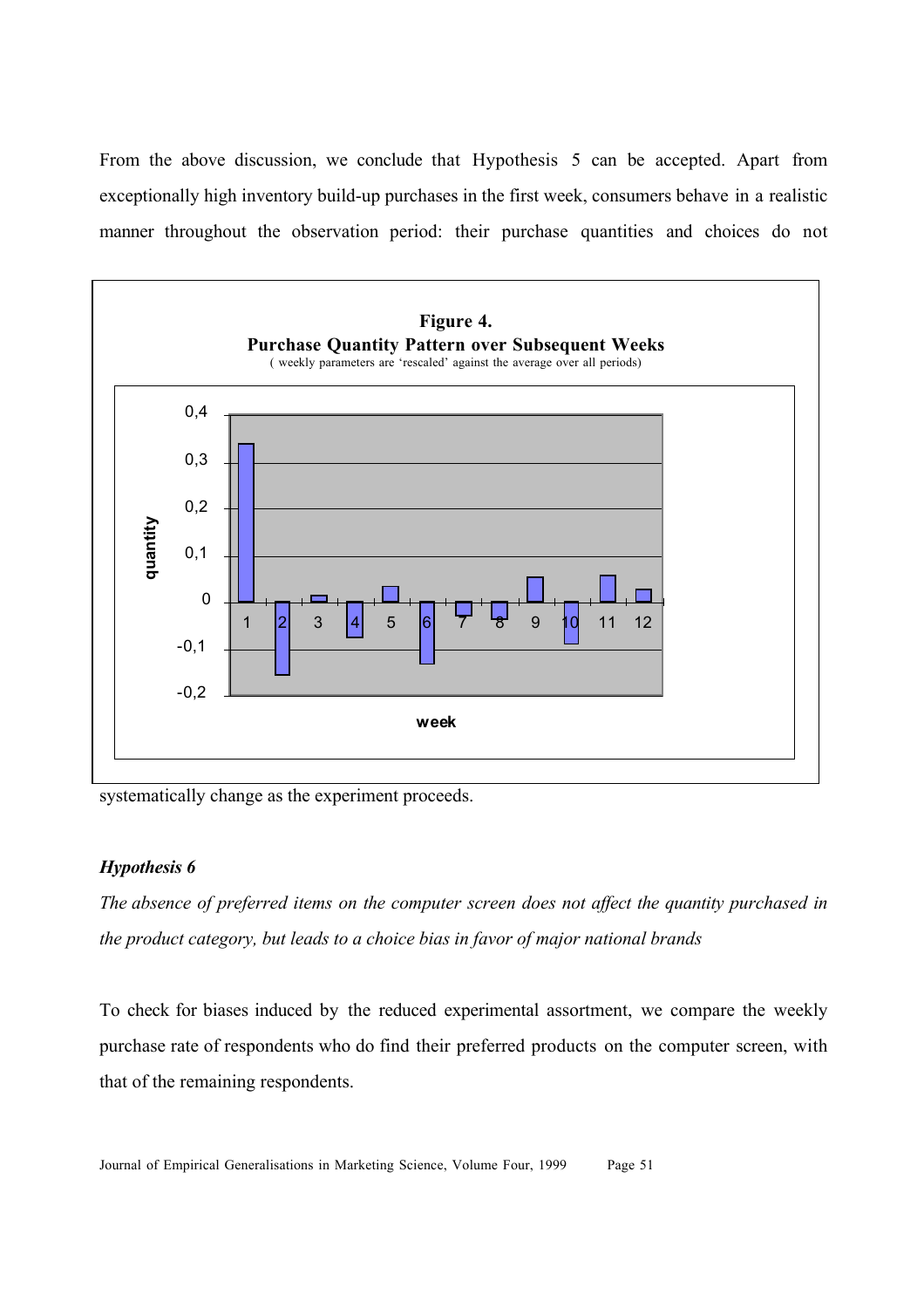From the above discussion, we conclude that Hypothesis 5 can be accepted. Apart from exceptionally high inventory build-up purchases in the first week, consumers behave in a realistic manner throughout the observation period: their purchase quantities and choices do not systematically change as the experiment proceeds.

**Figure 4.**
**Purchase Quantity Pattern over Subsequent Weeks**
( weekly parameters are 'rescaled' against the average over all periods)

### *Hypothesis 6*

*The absence of preferred items on the computer screen does not affect the quantity purchased in the product category, but leads to a choice bias in favor of major national brands*

To check for biases induced by the reduced experimental assortment, we compare the weekly purchase rate of respondents who do find their preferred products on the computer screen, with that of the remaining respondents.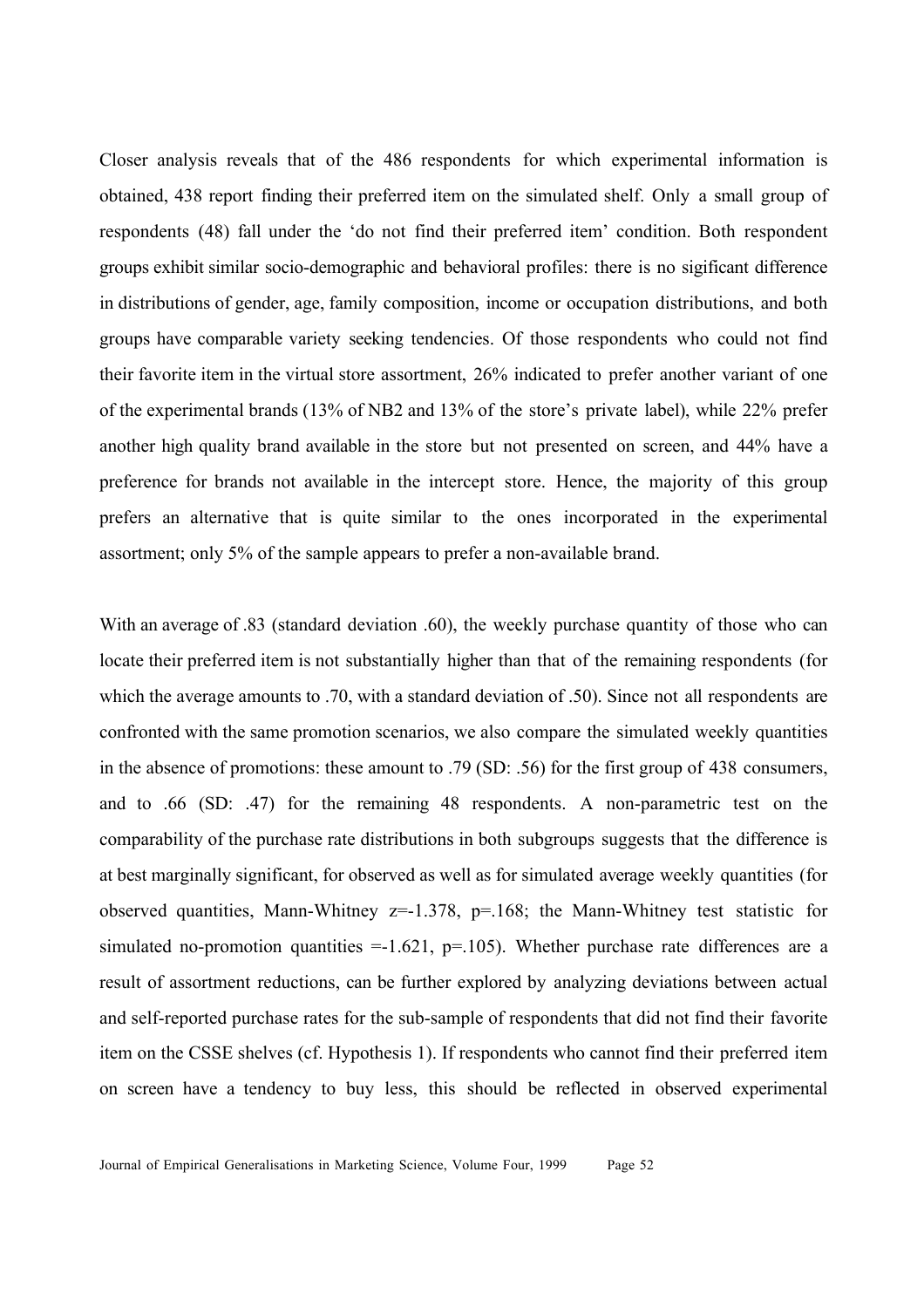Closer analysis reveals that of the 486 respondents for which experimental information is obtained, 438 report finding their preferred item on the simulated shelf. Only a small group of respondents (48) fall under the 'do not find their preferred item' condition. Both respondent groups exhibit similar socio-demographic and behavioral profiles: there is no sigificant difference in distributions of gender, age, family composition, income or occupation distributions, and both groups have comparable variety seeking tendencies. Of those respondents who could not find their favorite item in the virtual store assortment, 26% indicated to prefer another variant of one of the experimental brands (13% of NB2 and 13% of the store's private label), while 22% prefer another high quality brand available in the store but not presented on screen, and 44% have a preference for brands not available in the intercept store. Hence, the majority of this group prefers an alternative that is quite similar to the ones incorporated in the experimental assortment; only 5% of the sample appears to prefer a non-available brand.

With an average of .83 (standard deviation .60), the weekly purchase quantity of those who can locate their preferred item is not substantially higher than that of the remaining respondents (for which the average amounts to .70, with a standard deviation of .50). Since not all respondents are confronted with the same promotion scenarios, we also compare the simulated weekly quantities in the absence of promotions: these amount to .79 (SD: .56) for the first group of 438 consumers, and to .66 (SD: .47) for the remaining 48 respondents. A non-parametric test on the comparability of the purchase rate distributions in both subgroups suggests that the difference is at best marginally significant, for observed as well as for simulated average weekly quantities (for observed quantities, Mann-Whitney $z=-1.378$, $p=.168$; the Mann-Whitney test statistic for simulated no-promotion quantities $=-1.621$, $p=.105$). Whether purchase rate differences are a result of assortment reductions, can be further explored by analyzing deviations between actual and self-reported purchase rates for the sub-sample of respondents that did not find their favorite item on the CSSE shelves (cf. Hypothesis 1). If respondents who cannot find their preferred item on screen have a tendency to buy less, this should be reflected in observed experimental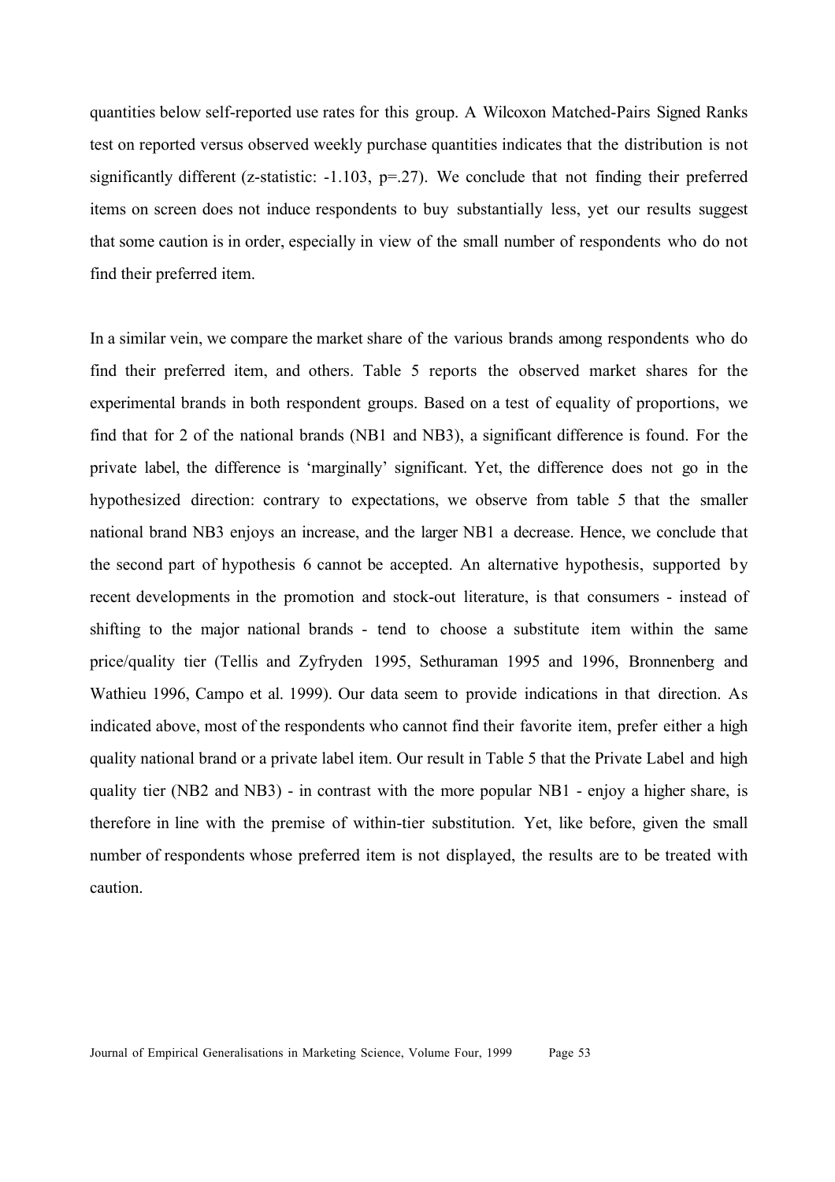quantities below self-reported use rates for this group. A Wilcoxon Matched-Pairs Signed Ranks test on reported versus observed weekly purchase quantities indicates that the distribution is not significantly different (z-statistic: -1.103, p=.27). We conclude that not finding their preferred items on screen does not induce respondents to buy substantially less, yet our results suggest that some caution is in order, especially in view of the small number of respondents who do not find their preferred item.

In a similar vein, we compare the market share of the various brands among respondents who do find their preferred item, and others. Table 5 reports the observed market shares for the experimental brands in both respondent groups. Based on a test of equality of proportions, we find that for 2 of the national brands (NB1 and NB3), a significant difference is found. For the private label, the difference is 'marginally' significant. Yet, the difference does not go in the hypothesized direction: contrary to expectations, we observe from table 5 that the smaller national brand NB3 enjoys an increase, and the larger NB1 a decrease. Hence, we conclude that the second part of hypothesis 6 cannot be accepted. An alternative hypothesis, supported by recent developments in the promotion and stock-out literature, is that consumers - instead of shifting to the major national brands - tend to choose a substitute item within the same price/quality tier (Tellis and Zyfryden 1995, Sethuraman 1995 and 1996, Bronnenberg and Wathieu 1996, Campo et al. 1999). Our data seem to provide indications in that direction. As indicated above, most of the respondents who cannot find their favorite item, prefer either a high quality national brand or a private label item. Our result in Table 5 that the Private Label and high quality tier (NB2 and NB3) - in contrast with the more popular NB1 - enjoy a higher share, is therefore in line with the premise of within-tier substitution. Yet, like before, given the small number of respondents whose preferred item is not displayed, the results are to be treated with caution.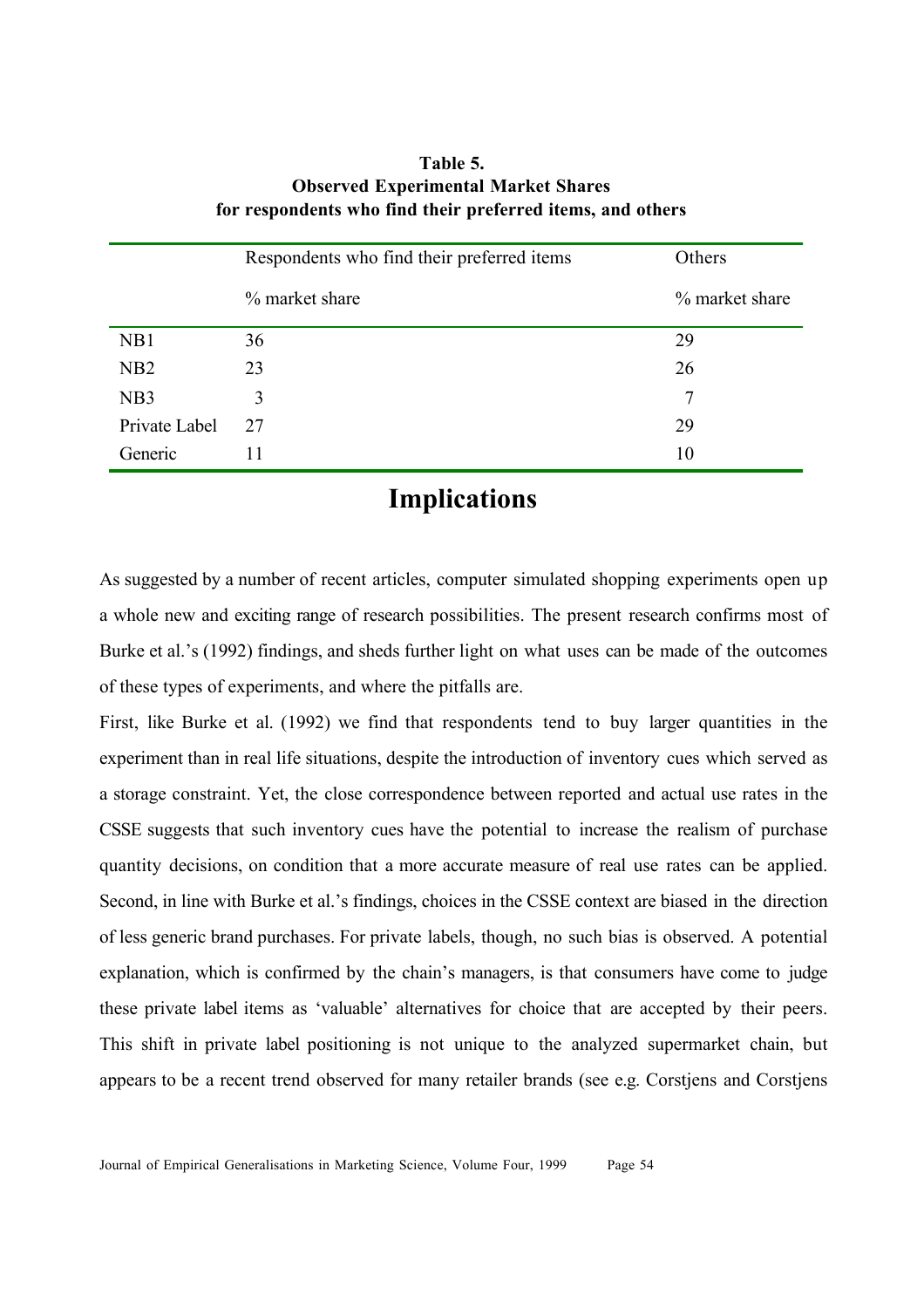**Table 5.**
**Observed Experimental Market Shares**
**for respondents who find their preferred items, and others**

| | Respondents who find their preferred items | Others |
|---|---|---|
| | % market share | % market share |
| NB1 | 36 | 29 |
| NB2 | 23 | 26 |
| NB3 | 3 | 7 |
| Private Label | 27 | 29 |
| Generic | 11 | 10 |

# Implications

As suggested by a number of recent articles, computer simulated shopping experiments open up a whole new and exciting range of research possibilities. The present research confirms most of Burke et al.'s (1992) findings, and sheds further light on what uses can be made of the outcomes of these types of experiments, and where the pitfalls are.

First, like Burke et al. (1992) we find that respondents tend to buy larger quantities in the experiment than in real life situations, despite the introduction of inventory cues which served as a storage constraint. Yet, the close correspondence between reported and actual use rates in the CSSE suggests that such inventory cues have the potential to increase the realism of purchase quantity decisions, on condition that a more accurate measure of real use rates can be applied. Second, in line with Burke et al.'s findings, choices in the CSSE context are biased in the direction of less generic brand purchases. For private labels, though, no such bias is observed. A potential explanation, which is confirmed by the chain's managers, is that consumers have come to judge these private label items as 'valuable' alternatives for choice that are accepted by their peers. This shift in private label positioning is not unique to the analyzed supermarket chain, but appears to be a recent trend observed for many retailer brands (see e.g. Corstjens and Corstjens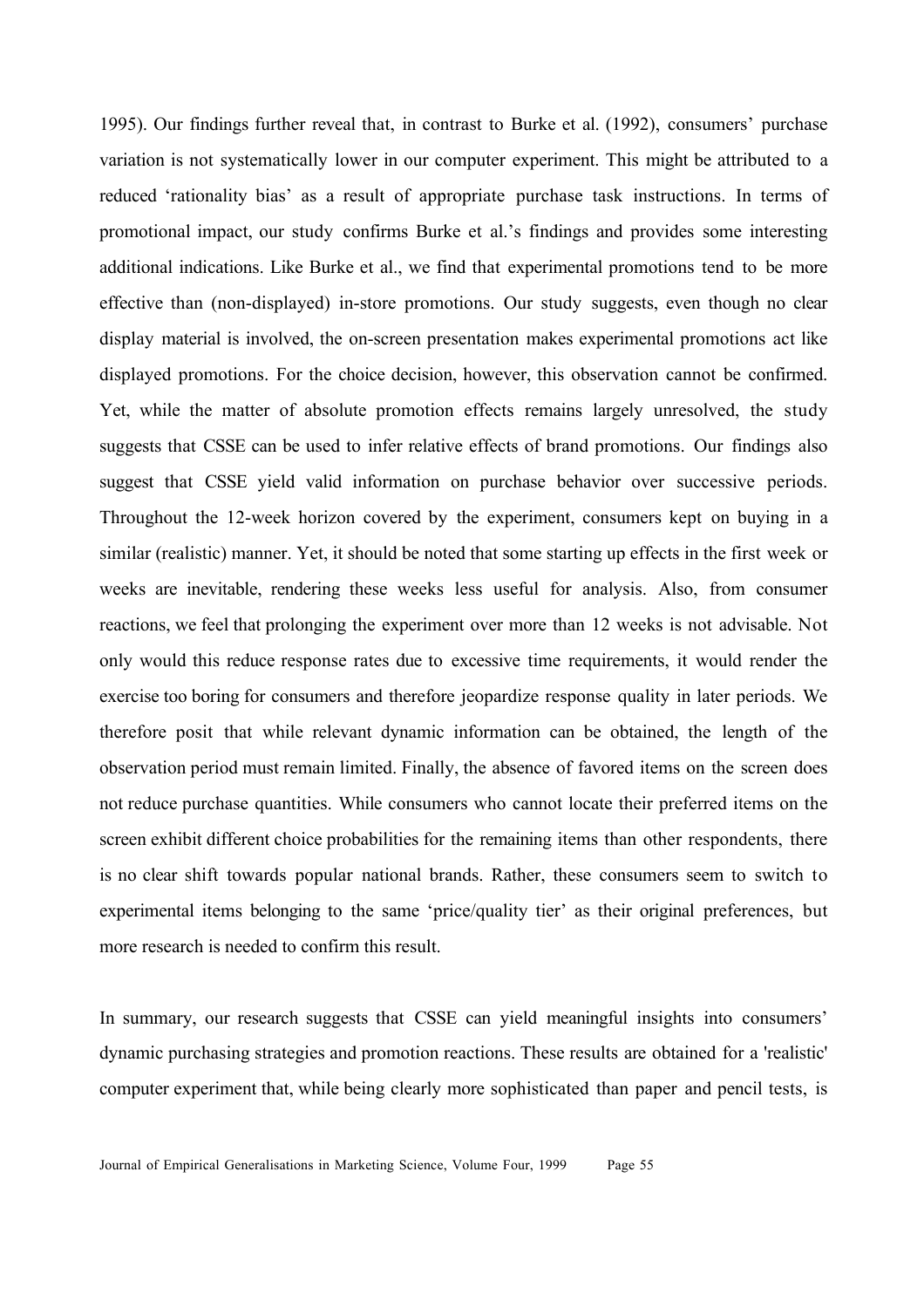1995). Our findings further reveal that, in contrast to Burke et al. (1992), consumers' purchase variation is not systematically lower in our computer experiment. This might be attributed to a reduced 'rationality bias' as a result of appropriate purchase task instructions. In terms of promotional impact, our study confirms Burke et al.'s findings and provides some interesting additional indications. Like Burke et al., we find that experimental promotions tend to be more effective than (non-displayed) in-store promotions. Our study suggests, even though no clear display material is involved, the on-screen presentation makes experimental promotions act like displayed promotions. For the choice decision, however, this observation cannot be confirmed. Yet, while the matter of absolute promotion effects remains largely unresolved, the study suggests that CSSE can be used to infer relative effects of brand promotions. Our findings also suggest that CSSE yield valid information on purchase behavior over successive periods. Throughout the 12-week horizon covered by the experiment, consumers kept on buying in a similar (realistic) manner. Yet, it should be noted that some starting up effects in the first week or weeks are inevitable, rendering these weeks less useful for analysis. Also, from consumer reactions, we feel that prolonging the experiment over more than 12 weeks is not advisable. Not only would this reduce response rates due to excessive time requirements, it would render the exercise too boring for consumers and therefore jeopardize response quality in later periods. We therefore posit that while relevant dynamic information can be obtained, the length of the observation period must remain limited. Finally, the absence of favored items on the screen does not reduce purchase quantities. While consumers who cannot locate their preferred items on the screen exhibit different choice probabilities for the remaining items than other respondents, there is no clear shift towards popular national brands. Rather, these consumers seem to switch to experimental items belonging to the same 'price/quality tier' as their original preferences, but more research is needed to confirm this result.

In summary, our research suggests that CSSE can yield meaningful insights into consumers' dynamic purchasing strategies and promotion reactions. These results are obtained for a 'realistic' computer experiment that, while being clearly more sophisticated than paper and pencil tests, is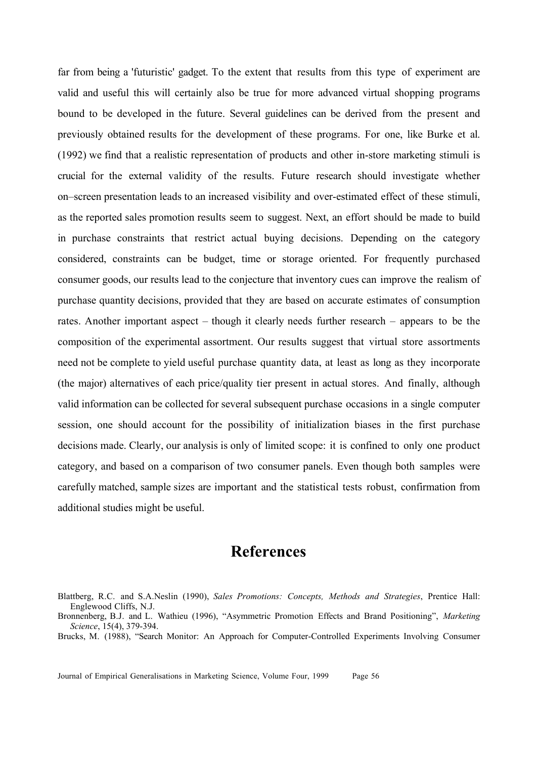far from being a 'futuristic' gadget. To the extent that results from this type of experiment are valid and useful this will certainly also be true for more advanced virtual shopping programs bound to be developed in the future. Several guidelines can be derived from the present and previously obtained results for the development of these programs. For one, like Burke et al. (1992) we find that a realistic representation of products and other in-store marketing stimuli is crucial for the external validity of the results. Future research should investigate whether on–screen presentation leads to an increased visibility and over-estimated effect of these stimuli, as the reported sales promotion results seem to suggest. Next, an effort should be made to build in purchase constraints that restrict actual buying decisions. Depending on the category considered, constraints can be budget, time or storage oriented. For frequently purchased consumer goods, our results lead to the conjecture that inventory cues can improve the realism of purchase quantity decisions, provided that they are based on accurate estimates of consumption rates. Another important aspect – though it clearly needs further research – appears to be the composition of the experimental assortment. Our results suggest that virtual store assortments need not be complete to yield useful purchase quantity data, at least as long as they incorporate (the major) alternatives of each price/quality tier present in actual stores. And finally, although valid information can be collected for several subsequent purchase occasions in a single computer session, one should account for the possibility of initialization biases in the first purchase decisions made. Clearly, our analysis is only of limited scope: it is confined to only one product category, and based on a comparison of two consumer panels. Even though both samples were carefully matched, sample sizes are important and the statistical tests robust, confirmation from additional studies might be useful.

# References

Blattberg, R.C. and S.A.Neslin (1990), *Sales Promotions: Concepts, Methods and Strategies*, Prentice Hall: Englewood Cliffs, N.J.

Bronnenberg, B.J. and L. Wathieu (1996), "Asymmetric Promotion Effects and Brand Positioning", *Marketing Science*, 15(4), 379-394.

Brucks, M. (1988), "Search Monitor: An Approach for Computer-Controlled Experiments Involving Consumer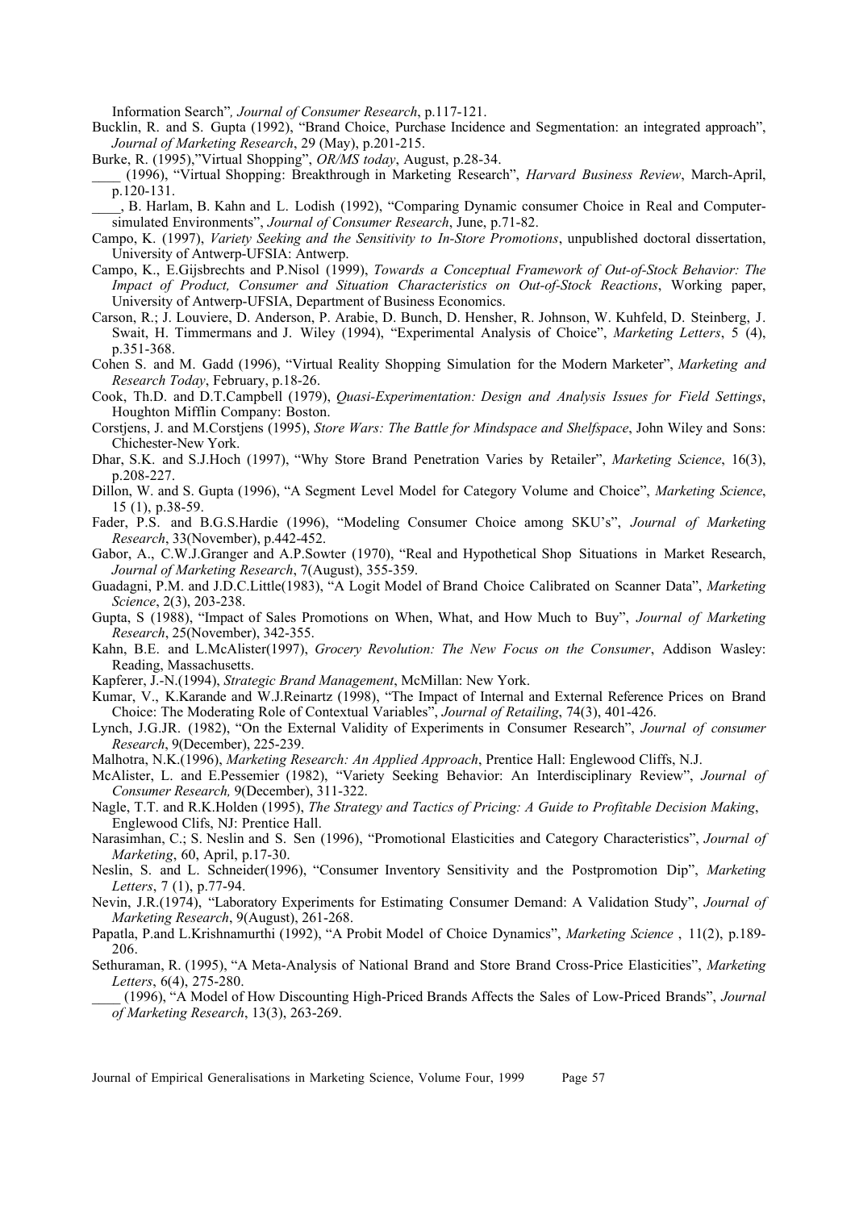Information Search", *Journal of Consumer Research*, p.117-121.

Bucklin, R. and S. Gupta (1992), "Brand Choice, Purchase Incidence and Segmentation: an integrated approach", *Journal of Marketing Research*, 29 (May), p.201-215.

Burke, R. (1995),"Virtual Shopping", *OR/MS today*, August, p.28-34.

____ (1996), "Virtual Shopping: Breakthrough in Marketing Research", *Harvard Business Review*, March-April, p.120-131.

____, B. Harlam, B. Kahn and L. Lodish (1992), "Comparing Dynamic consumer Choice in Real and Computer-simulated Environments", *Journal of Consumer Research*, June, p.71-82.

Campo, K. (1997), *Variety Seeking and the Sensitivity to In-Store Promotions*, unpublished doctoral dissertation, University of Antwerp-UFSIA: Antwerp.

Campo, K., E.Gijsbrechts and P.Nisol (1999), *Towards a Conceptual Framework of Out-of-Stock Behavior: The Impact of Product, Consumer and Situation Characteristics on Out-of-Stock Reactions*, Working paper, University of Antwerp-UFSIA, Department of Business Economics.

Carson, R.; J. Louviere, D. Anderson, P. Arabie, D. Bunch, D. Hensher, R. Johnson, W. Kuhfeld, D. Steinberg, J. Swait, H. Timmermans and J. Wiley (1994), "Experimental Analysis of Choice", *Marketing Letters*, 5 (4), p.351-368.

Cohen S. and M. Gadd (1996), "Virtual Reality Shopping Simulation for the Modern Marketer", *Marketing and Research Today*, February, p.18-26.

Cook, Th.D. and D.T.Campbell (1979), *Quasi-Experimentation: Design and Analysis Issues for Field Settings*, Houghton Mifflin Company: Boston.

Corstjens, J. and M.Corstjens (1995), *Store Wars: The Battle for Mindspace and Shelfspace*, John Wiley and Sons: Chichester-New York.

Dhar, S.K. and S.J.Hoch (1997), "Why Store Brand Penetration Varies by Retailer", *Marketing Science*, 16(3), p.208-227.

Dillon, W. and S. Gupta (1996), "A Segment Level Model for Category Volume and Choice", *Marketing Science*, 15 (1), p.38-59.

Fader, P.S. and B.G.S.Hardie (1996), "Modeling Consumer Choice among SKU's", *Journal of Marketing Research*, 33(November), p.442-452.

Gabor, A., C.W.J.Granger and A.P.Sowter (1970), "Real and Hypothetical Shop Situations in Market Research, *Journal of Marketing Research*, 7(August), 355-359.

Guadagni, P.M. and J.D.C.Little(1983), "A Logit Model of Brand Choice Calibrated on Scanner Data", *Marketing Science*, 2(3), 203-238.

Gupta, S (1988), "Impact of Sales Promotions on When, What, and How Much to Buy", *Journal of Marketing Research*, 25(November), 342-355.

Kahn, B.E. and L.McAlister(1997), *Grocery Revolution: The New Focus on the Consumer*, Addison Wasley: Reading, Massachusetts.

Kapferer, J.-N.(1994), *Strategic Brand Management*, McMillan: New York.

Kumar, V., K.Karande and W.J.Reinartz (1998), "The Impact of Internal and External Reference Prices on Brand Choice: The Moderating Role of Contextual Variables", *Journal of Retailing*, 74(3), 401-426.

Lynch, J.G.JR. (1982), "On the External Validity of Experiments in Consumer Research", *Journal of consumer Research*, 9(December), 225-239.

Malhotra, N.K.(1996), *Marketing Research: An Applied Approach*, Prentice Hall: Englewood Cliffs, N.J.

McAlister, L. and E.Pessemier (1982), "Variety Seeking Behavior: An Interdisciplinary Review", *Journal of Consumer Research,* 9(December), 311-322.

Nagle, T.T. and R.K.Holden (1995), *The Strategy and Tactics of Pricing: A Guide to Profitable Decision Making*, Englewood Clifs, NJ: Prentice Hall.

Narasimhan, C.; S. Neslin and S. Sen (1996), "Promotional Elasticities and Category Characteristics", *Journal of Marketing*, 60, April, p.17-30.

Neslin, S. and L. Schneider(1996), "Consumer Inventory Sensitivity and the Postpromotion Dip", *Marketing Letters*, 7 (1), p.77-94.

Nevin, J.R.(1974), "Laboratory Experiments for Estimating Consumer Demand: A Validation Study", *Journal of Marketing Research*, 9(August), 261-268.

Papatla, P.and L.Krishnamurthi (1992), "A Probit Model of Choice Dynamics", *Marketing Science* , 11(2), p.189-206.

Sethuraman, R. (1995), "A Meta-Analysis of National Brand and Store Brand Cross-Price Elasticities", *Marketing Letters*, 6(4), 275-280.

____ (1996), "A Model of How Discounting High-Priced Brands Affects the Sales of Low-Priced Brands", *Journal of Marketing Research*, 13(3), 263-269.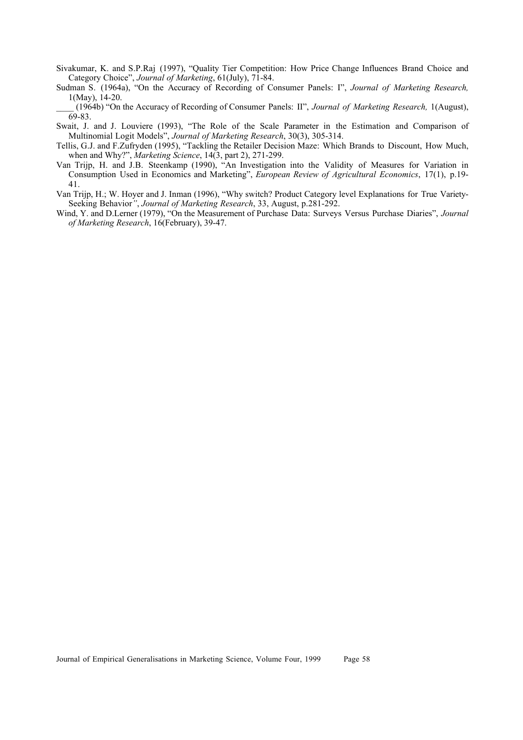Sivakumar, K. and S.P.Raj (1997), "Quality Tier Competition: How Price Change Influences Brand Choice and Category Choice", *Journal of Marketing*, 61(July), 71-84.

Sudman S. (1964a), "On the Accuracy of Recording of Consumer Panels: I", *Journal of Marketing Research,* 1(May), 14-20.

____ (1964b) "On the Accuracy of Recording of Consumer Panels: II", *Journal of Marketing Research,* 1(August), 69-83.

Swait, J. and J. Louviere (1993), "The Role of the Scale Parameter in the Estimation and Comparison of Multinomial Logit Models", *Journal of Marketing Research*, 30(3), 305-314.

Tellis, G.J. and F.Zufryden (1995), "Tackling the Retailer Decision Maze: Which Brands to Discount, How Much, when and Why?", *Marketing Science*, 14(3, part 2), 271-299.

Van Trijp, H. and J.B. Steenkamp (1990), "An Investigation into the Validity of Measures for Variation in Consumption Used in Economics and Marketing", *European Review of Agricultural Economics*, 17(1), p.19-41.

Van Trijp, H.; W. Hoyer and J. Inman (1996), "Why switch? Product Category level Explanations for True Variety-Seeking Behavior", *Journal of Marketing Research*, 33, August, p.281-292.

Wind, Y. and D.Lerner (1979), "On the Measurement of Purchase Data: Surveys Versus Purchase Diaries", *Journal of Marketing Research*, 16(February), 39-47.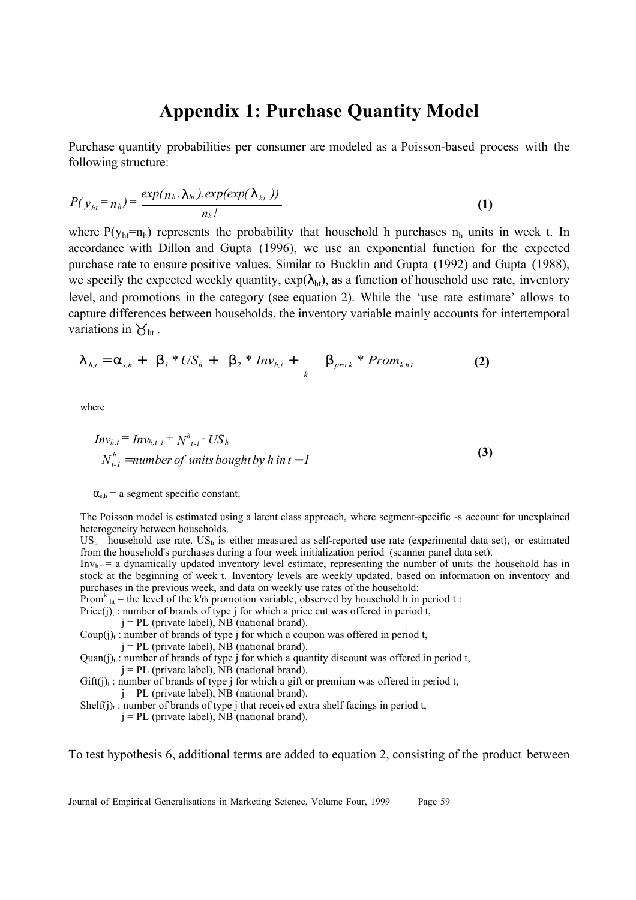# Appendix 1: Purchase Quantity Model

Purchase quantity probabilities per consumer are modeled as a Poisson-based process with the following structure:

$$P(y_{ht} = n_h) = \frac{exp(n_h . \lambda_{ht}).exp(exp(\lambda_{ht}))}{n_h!} \quad \textbf{(1)}$$

where $P(y_{ht}=n_h)$ represents the probability that household h purchases $n_h$ units in week t. In accordance with Dillon and Gupta (1996), we use an exponential function for the expected purchase rate to ensure positive values. Similar to Bucklin and Gupta (1992) and Gupta (1988), we specify the expected weekly quantity, $exp(\lambda_{ht})$, as a function of household use rate, inventory level, and promotions in the category (see equation 2). While the 'use rate estimate' allows to capture differences between households, the inventory variable mainly accounts for intertemporal variations in $\gamma_{ht}$ .

$$\lambda_{h,t} = \alpha_{s,h} + \beta_1 * US_h + \beta_2 * Inv_{h,t} + \sum_k \beta_{pro,k} * Prom_{k,h,t} \quad \textbf{(2)}$$

where

$$\begin{aligned} Inv_{h,t} &= Inv_{h,t-1} + N^h_{t-1} - US_h \\ N^h_{t-1} &= number\ of\ units\ bought\ by\ h\ in\ t-1 \end{aligned} \quad \textbf{(3)}$$

$\alpha_{s,h}$ = a segment specific constant.

The Poisson model is estimated using a latent class approach, where segment-specific -s account for unexplained heterogeneity between households.

$US_h$= household use rate. $US_h$ is either measured as self-reported use rate (experimental data set), or estimated from the household's purchases during a four week initialization period (scanner panel data set).

$Inv_{h,t}$ = a dynamically updated inventory level estimate, representing the number of units the household has in stock at the beginning of week t. Inventory levels are weekly updated, based on information on inventory and purchases in the previous week, and data on weekly use rates of the household:

$Prom^k_{ht}$ = the level of the k'th promotion variable, observed by household h in period t :

$Price(j)_t$ : number of brands of type j for which a price cut was offered in period t,
j = PL (private label), NB (national brand).

$Coup(j)_t$ : number of brands of type j for which a coupon was offered in period t,
j = PL (private label), NB (national brand).

$Quan(j)_t$ : number of brands of type j for which a quantity discount was offered in period t,
j = PL (private label), NB (national brand).

$Gift(j)_t$ : number of brands of type j for which a gift or premium was offered in period t,
j = PL (private label), NB (national brand).

$Shelf(j)_t$ : number of brands of type j that received extra shelf facings in period t,
j = PL (private label), NB (national brand).

To test hypothesis 6, additional terms are added to equation 2, consisting of the product between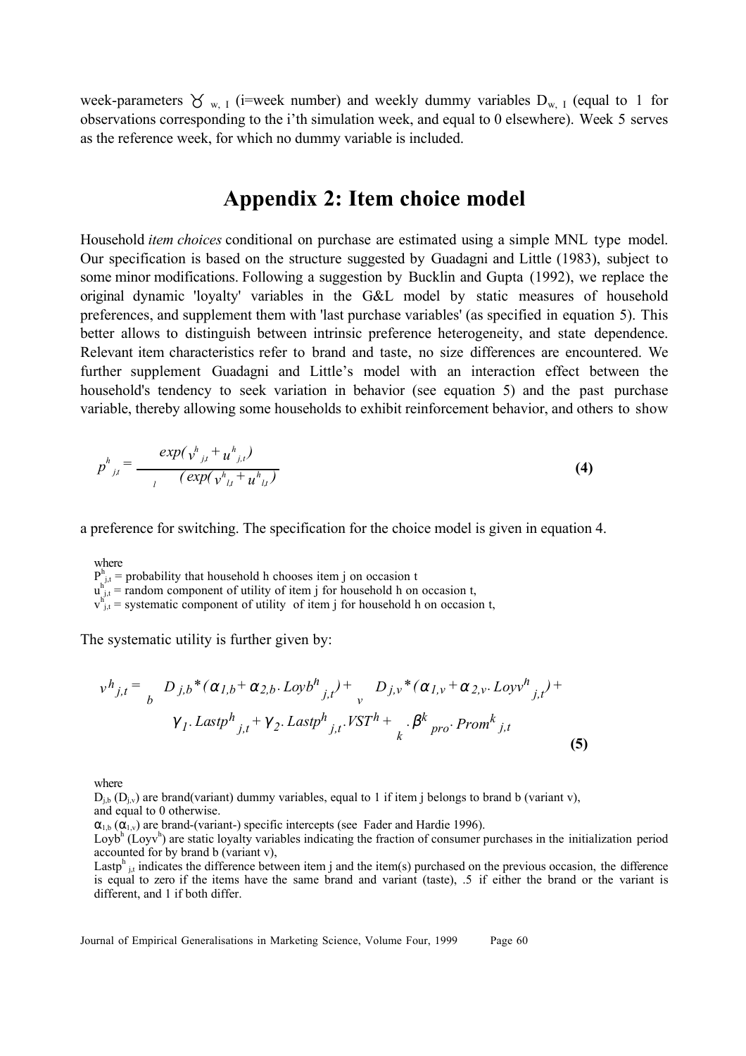week-parameters $\gamma_{w,\,I}$ (i=week number) and weekly dummy variables $D_{w,\,I}$ (equal to 1 for observations corresponding to the i'th simulation week, and equal to 0 elsewhere). Week 5 serves as the reference week, for which no dummy variable is included.

# Appendix 2: Item choice model

Household *item choices* conditional on purchase are estimated using a simple MNL type model. Our specification is based on the structure suggested by Guadagni and Little (1983), subject to some minor modifications. Following a suggestion by Bucklin and Gupta (1992), we replace the original dynamic 'loyalty' variables in the G&L model by static measures of household preferences, and supplement them with 'last purchase variables' (as specified in equation 5). This better allows to distinguish between intrinsic preference heterogeneity, and state dependence. Relevant item characteristics refer to brand and taste, no size differences are encountered. We further supplement Guadagni and Little's model with an interaction effect between the household's tendency to seek variation in behavior (see equation 5) and the past purchase variable, thereby allowing some households to exhibit reinforcement behavior, and others to show

$$p^h_{j,t} = \frac{exp(v^h_{j,t} + u^h_{j,t})}{\sum_l (exp(v^h_{l,t} + u^h_{l,t})} \qquad \textbf{(4)}$$

a preference for switching. The specification for the choice model is given in equation 4.

where
$P^h_{j,t}$ = probability that household h chooses item j on occasion t
$u^h_{j,t}$ = random component of utility of item j for household h on occasion t,
$v^h_{j,t}$ = systematic component of utility of item j for household h on occasion t,

The systematic utility is further given by:

$$v^h_{j,t} = \sum_b D_{j,b} * (\alpha_{1,b} + \alpha_{2,b} \cdot Loyb^h_{j,t}) + \sum_v D_{j,v} * (\alpha_{1,v} + \alpha_{2,v} \cdot Loyv^h_{j,t}) + \gamma_1 \cdot Lastp^h_{j,t} + \gamma_2 \cdot Lastp^h_{j,t} \cdot VST^h + \sum_k \cdot \beta^k_{pro} \cdot Prom^k_{j,t} \qquad \textbf{(5)}$$

where
$D_{j,b}$ ($D_{j,v}$) are brand(variant) dummy variables, equal to 1 if item j belongs to brand b (variant v), and equal to 0 otherwise.
$\alpha_{1,b}$ ($\alpha_{1,v}$) are brand-(variant-) specific intercepts (see Fader and Hardie 1996).
$Loyb^h$ ($Loyv^h$) are static loyalty variables indicating the fraction of consumer purchases in the initialization period accounted for by brand b (variant v),
$Lastp^h_{j,t}$ indicates the difference between item j and the item(s) purchased on the previous occasion, the difference is equal to zero if the items have the same brand and variant (taste), .5 if either the brand or the variant is different, and 1 if both differ.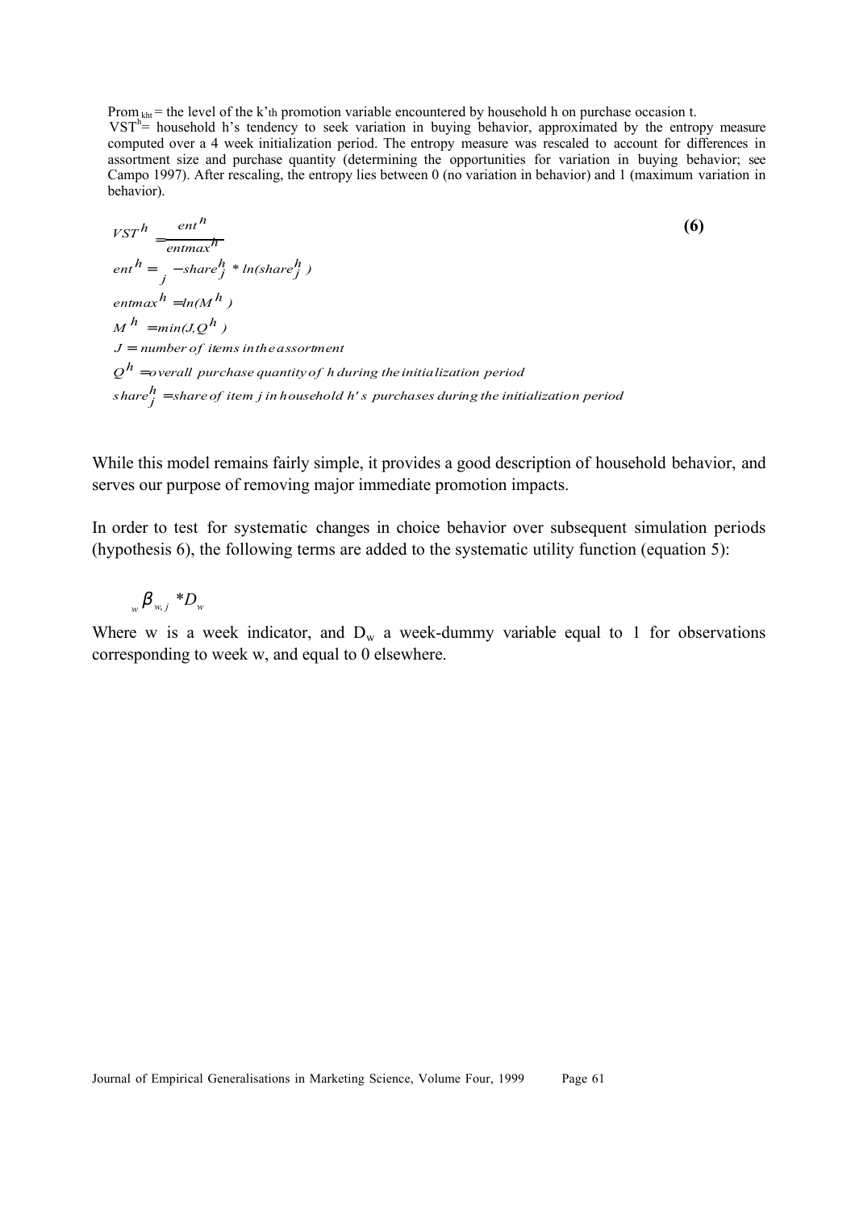$Prom_{kht}$ = the level of the k'th promotion variable encountered by household h on purchase occasion t.

$VST^h$ = household h's tendency to seek variation in buying behavior, approximated by the entropy measure computed over a 4 week initialization period. The entropy measure was rescaled to account for differences in assortment size and purchase quantity (determining the opportunities for variation in buying behavior; see Campo 1997). After rescaling, the entropy lies between 0 (no variation in behavior) and 1 (maximum variation in behavior).

$$VST^h = \frac{ent^h}{entmax^h} \quad \textbf{(6)}$$

$$ent^h = \sum_j -share_j^h * ln(share_j^h)$$

$$entmax^h = ln(M^h)$$

$$M^h = min(J, Q^h)$$

$$J = \text{number of items in the assortment}$$

$$Q^h = \text{overall purchase quantity of } h \text{ during the initialization period}$$

$$share_j^h = \text{share of item } j \text{ in household } h\text{'s purchases during the initialization period}$$

While this model remains fairly simple, it provides a good description of household behavior, and serves our purpose of removing major immediate promotion impacts.

In order to test for systematic changes in choice behavior over subsequent simulation periods (hypothesis 6), the following terms are added to the systematic utility function (equation 5):

$$\sum_w \beta_{w,j} * D_w$$

Where w is a week indicator, and $D_w$ a week-dummy variable equal to 1 for observations corresponding to week w, and equal to 0 elsewhere.